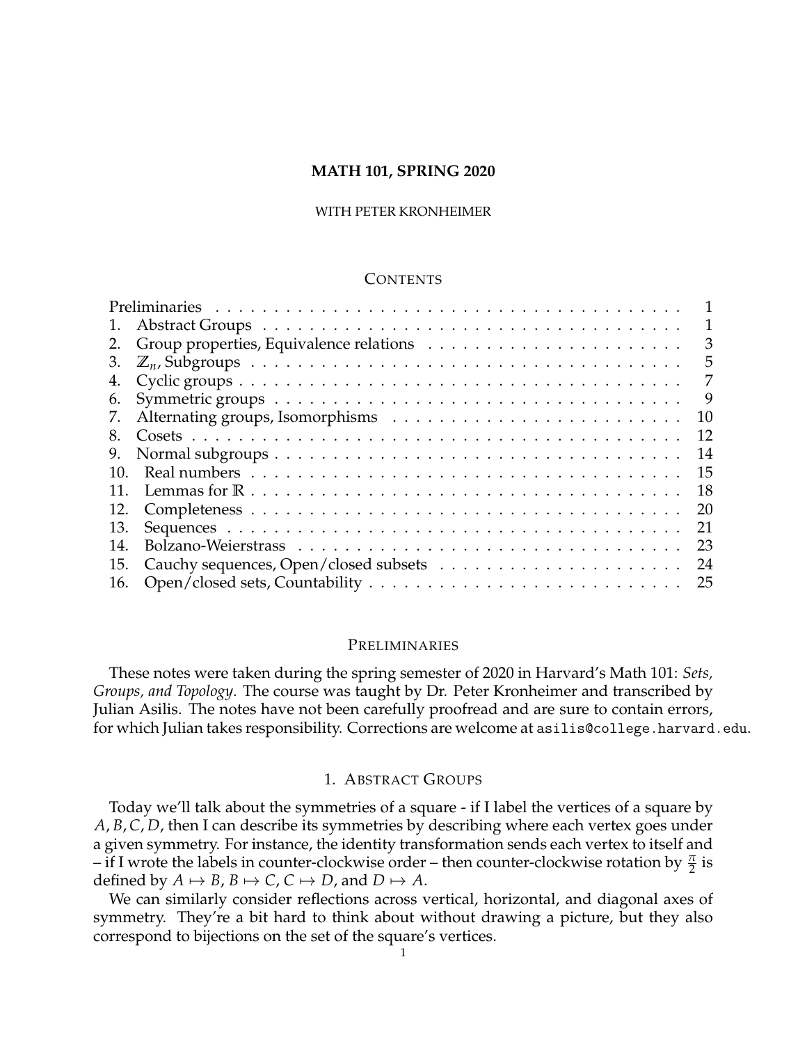# MATH 101, SPRING 2020

WITH PETER KRONHEIMER

## Contents

| | |
|---|---|
| Preliminaries | 1 |
| 1. Abstract Groups | 1 |
| 2. Group properties, Equivalence relations | 3 |
| 3. $\mathbb{Z}_n$, Subgroups | 5 |
| 4. Cyclic groups | 7 |
| 6. Symmetric groups | 9 |
| 7. Alternating groups, Isomorphisms | 10 |
| 8. Cosets | 12 |
| 9. Normal subgroups | 14 |
| 10. Real numbers | 15 |
| 11. Lemmas for $\mathbb{R}$ | 18 |
| 12. Completeness | 20 |
| 13. Sequences | 21 |
| 14. Bolzano-Weierstrass | 23 |
| 15. Cauchy sequences, Open/closed subsets | 24 |
| 16. Open/closed sets, Countability | 25 |

## Preliminaries

These notes were taken during the spring semester of 2020 in Harvard's Math 101: *Sets, Groups, and Topology*. The course was taught by Dr. Peter Kronheimer and transcribed by Julian Asilis. The notes have not been carefully proofread and are sure to contain errors, for which Julian takes responsibility. Corrections are welcome at `asilis@college.harvard.edu`.

## 1. Abstract Groups

Today we'll talk about the symmetries of a square - if I label the vertices of a square by $A, B, C, D$, then I can describe its symmetries by describing where each vertex goes under a given symmetry. For instance, the identity transformation sends each vertex to itself and – if I wrote the labels in counter-clockwise order – then counter-clockwise rotation by $\frac{\pi}{2}$ is defined by $A \mapsto B$, $B \mapsto C$, $C \mapsto D$, and $D \mapsto A$.

We can similarly consider reflections across vertical, horizontal, and diagonal axes of symmetry. They're a bit hard to think about without drawing a picture, but they also correspond to bijections on the set of the square's vertices.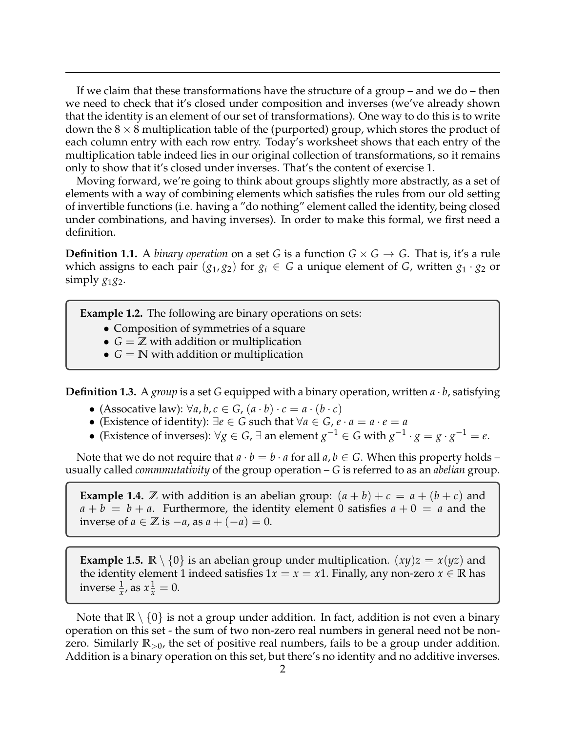If we claim that these transformations have the structure of a group – and we do – then we need to check that it's closed under composition and inverses (we've already shown that the identity is an element of our set of transformations). One way to do this is to write down the $8 \times 8$ multiplication table of the (purported) group, which stores the product of each column entry with each row entry. Today's worksheet shows that each entry of the multiplication table indeed lies in our original collection of transformations, so it remains only to show that it's closed under inverses. That's the content of exercise 1.

Moving forward, we're going to think about groups slightly more abstractly, as a set of elements with a way of combining elements which satisfies the rules from our old setting of invertible functions (i.e. having a "do nothing" element called the identity, being closed under combinations, and having inverses). In order to make this formal, we first need a definition.

**Definition 1.1.** A *binary operation* on a set $G$ is a function $G \times G \to G$. That is, it's a rule which assigns to each pair $(g_1, g_2)$ for $g_i \in G$ a unique element of $G$, written $g_1 \cdot g_2$ or simply $g_1 g_2$.

**Example 1.2.** The following are binary operations on sets:

- Composition of symmetries of a square
- $G = \mathbb{Z}$ with addition or multiplication
- $G = \mathbb{N}$ with addition or multiplication

**Definition 1.3.** A *group* is a set $G$ equipped with a binary operation, written $a \cdot b$, satisfying

- (Assocative law): $\forall a, b, c \in G$, $(a \cdot b) \cdot c = a \cdot (b \cdot c)$
- (Existence of identity): $\exists e \in G$ such that $\forall a \in G$, $e \cdot a = a \cdot e = a$
- (Existence of inverses): $\forall g \in G$, $\exists$ an element $g^{-1} \in G$ with $g^{-1} \cdot g = g \cdot g^{-1} = e$.

Note that we do not require that $a \cdot b = b \cdot a$ for all $a, b \in G$. When this property holds – usually called *commmutativity* of the group operation – $G$ is referred to as an *abelian* group.

**Example 1.4.** $\mathbb{Z}$ with addition is an abelian group: $(a + b) + c = a + (b + c)$ and $a + b = b + a$. Furthermore, the identity element 0 satisfies $a + 0 = a$ and the inverse of $a \in \mathbb{Z}$ is $-a$, as $a + (-a) = 0$.

**Example 1.5.** $\mathbb{R} \setminus \{0\}$ is an abelian group under multiplication. $(xy)z = x(yz)$ and the identity element 1 indeed satisfies $1x = x = x1$. Finally, any non-zero $x \in \mathbb{R}$ has inverse $\frac{1}{x}$, as $x\frac{1}{x} = 0$.

Note that $\mathbb{R} \setminus \{0\}$ is not a group under addition. In fact, addition is not even a binary operation on this set - the sum of two non-zero real numbers in general need not be non-zero. Similarly $\mathbb{R}_{>0}$, the set of positive real numbers, fails to be a group under addition. Addition is a binary operation on this set, but there's no identity and no additive inverses.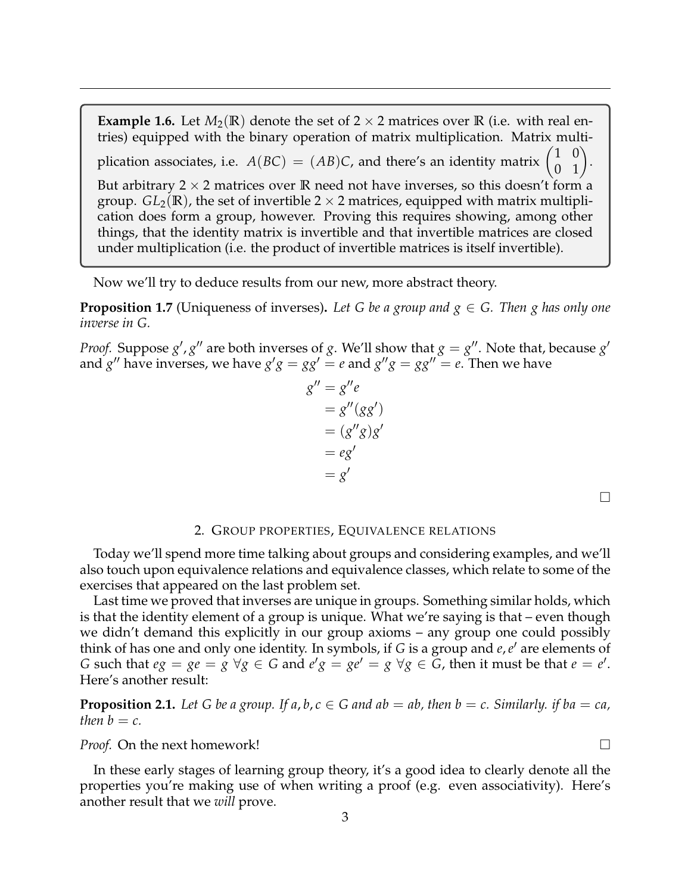**Example 1.6.** Let $M_2(\mathbb{R})$ denote the set of $2 \times 2$ matrices over $\mathbb{R}$ (i.e. with real entries) equipped with the binary operation of matrix multiplication. Matrix multiplication associates, i.e. $A(BC) = (AB)C$, and there's an identity matrix $\begin{pmatrix} 1 & 0 \\ 0 & 1 \end{pmatrix}$. But arbitrary $2 \times 2$ matrices over $\mathbb{R}$ need not have inverses, so this doesn't form a group. $GL_2(\mathbb{R})$, the set of invertible $2 \times 2$ matrices, equipped with matrix multiplication does form a group, however. Proving this requires showing, among other things, that the identity matrix is invertible and that invertible matrices are closed under multiplication (i.e. the product of invertible matrices is itself invertible).

Now we'll try to deduce results from our new, more abstract theory.

**Proposition 1.7** (Uniqueness of inverses)**.** *Let $G$ be a group and $g \in G$. Then $g$ has only one inverse in $G$.*

*Proof.* Suppose $g', g''$ are both inverses of $g$. We'll show that $g = g''$. Note that, because $g'$ and $g''$ have inverses, we have $g'g = gg' = e$ and $g''g = gg'' = e$. Then we have

$$
\begin{aligned}
g'' &= g''e \\
&= g''(gg') \\
&= (g''g)g' \\
&= eg' \\
&= g'
\end{aligned}
$$

□

## 2. Group properties, Equivalence relations

Today we'll spend more time talking about groups and considering examples, and we'll also touch upon equivalence relations and equivalence classes, which relate to some of the exercises that appeared on the last problem set.

Last time we proved that inverses are unique in groups. Something similar holds, which is that the identity element of a group is unique. What we're saying is that – even though we didn't demand this explicitly in our group axioms – any group one could possibly think of has one and only one identity. In symbols, if $G$ is a group and $e, e'$ are elements of $G$ such that $eg = ge = g \ \forall g \in G$ and $e'g = ge' = g \ \forall g \in G$, then it must be that $e = e'$. Here's another result:

**Proposition 2.1.** *Let $G$ be a group. If $a, b, c \in G$ and $ab = ab$, then $b = c$. Similarly. if $ba = ca$, then $b = c$.*

*Proof.* On the next homework! □

In these early stages of learning group theory, it's a good idea to clearly denote all the properties you're making use of when writing a proof (e.g. even associativity). Here's another result that we *will* prove.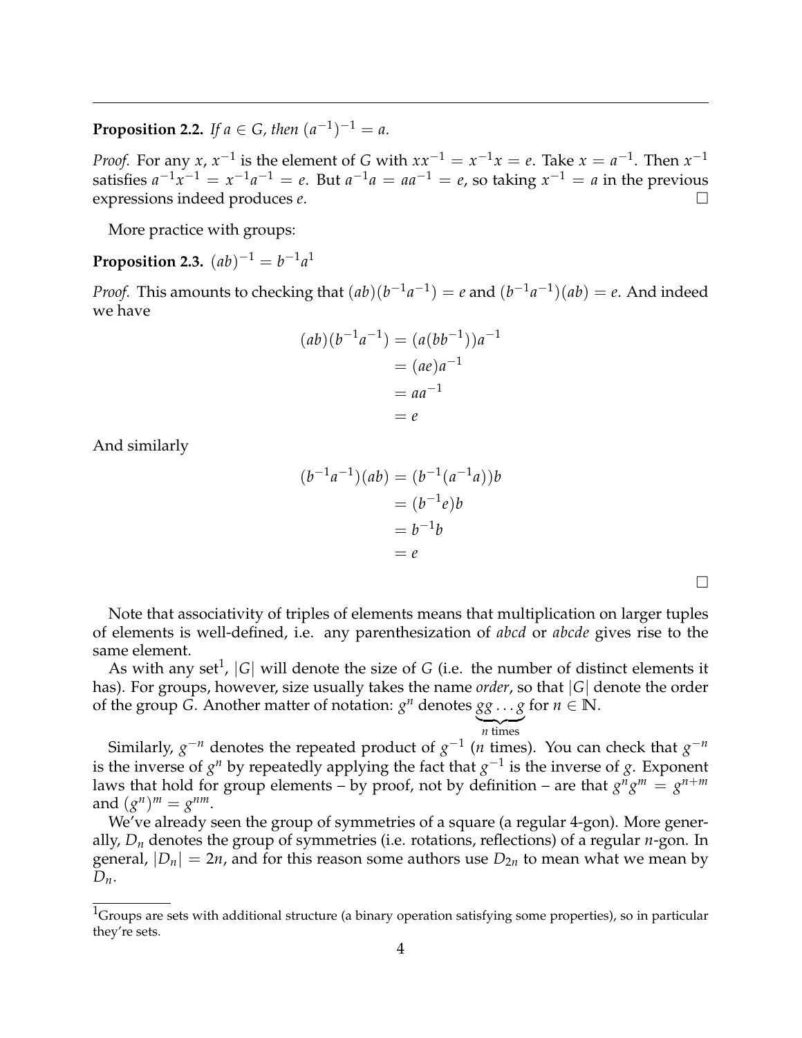**Proposition 2.2.** *If $a \in G$, then $(a^{-1})^{-1} = a$.*

*Proof.* For any $x$, $x^{-1}$ is the element of $G$ with $xx^{-1} = x^{-1}x = e$. Take $x = a^{-1}$. Then $x^{-1}$ satisfies $a^{-1}x^{-1} = x^{-1}a^{-1} = e$. But $a^{-1}a = aa^{-1} = e$, so taking $x^{-1} = a$ in the previous expressions indeed produces $e$. □

More practice with groups:

**Proposition 2.3.** $(ab)^{-1} = b^{-1}a^{1}$

*Proof.* This amounts to checking that $(ab)(b^{-1}a^{-1}) = e$ and $(b^{-1}a^{-1})(ab) = e$. And indeed we have

$$\begin{aligned}(ab)(b^{-1}a^{-1}) &= (a(bb^{-1}))a^{-1} \\ &= (ae)a^{-1} \\ &= aa^{-1} \\ &= e\end{aligned}$$

And similarly

$$\begin{aligned}(b^{-1}a^{-1})(ab) &= (b^{-1}(a^{-1}a))b \\ &= (b^{-1}e)b \\ &= b^{-1}b \\ &= e\end{aligned}$$

□

Note that associativity of triples of elements means that multiplication on larger tuples of elements is well-defined, i.e. any parenthesization of *abcd* or *abcde* gives rise to the same element.

As with any set[1], $|G|$ will denote the size of $G$ (i.e. the number of distinct elements it has). For groups, however, size usually takes the name *order*, so that $|G|$ denote the order of the group $G$. Another matter of notation: $g^n$ denotes $\underbrace{gg\dots g}_{n \text{ times}}$ for $n \in \mathbb{N}$.

Similarly, $g^{-n}$ denotes the repeated product of $g^{-1}$ ($n$ times). You can check that $g^{-n}$ is the inverse of $g^n$ by repeatedly applying the fact that $g^{-1}$ is the inverse of $g$. Exponent laws that hold for group elements – by proof, not by definition – are that $g^n g^m = g^{n+m}$ and $(g^n)^m = g^{nm}$.

We've already seen the group of symmetries of a square (a regular 4-gon). More generally, $D_n$ denotes the group of symmetries (i.e. rotations, reflections) of a regular $n$-gon. In general, $|D_n| = 2n$, and for this reason some authors use $D_{2n}$ to mean what we mean by $D_n$.

[1] Groups are sets with additional structure (a binary operation satisfying some properties), so in particular they're sets.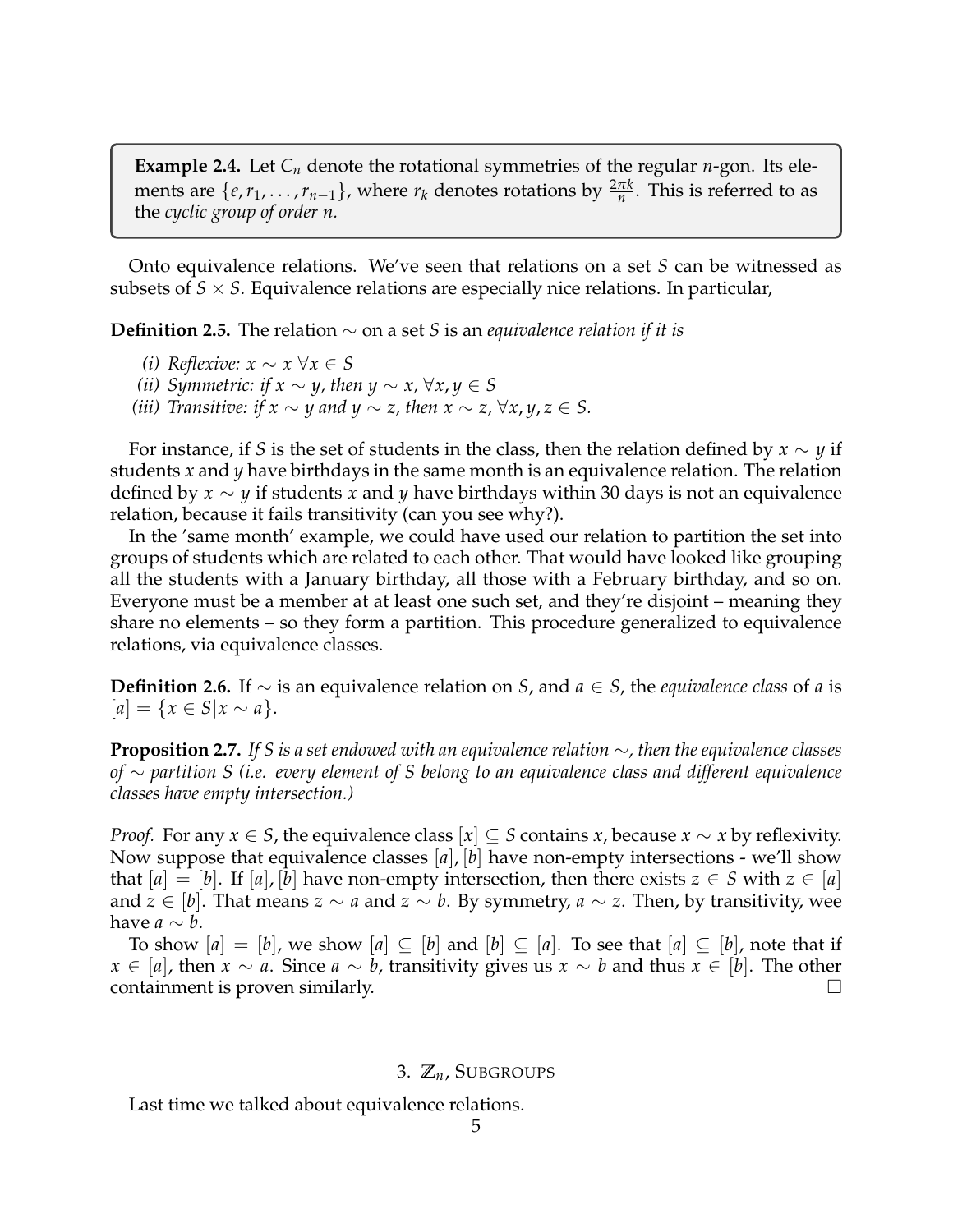**Example 2.4.** Let $C_n$ denote the rotational symmetries of the regular $n$-gon. Its elements are $\{e, r_1, \ldots, r_{n-1}\}$, where $r_k$ denotes rotations by $\frac{2\pi k}{n}$. This is referred to as the *cyclic group of order n.*

Onto equivalence relations. We've seen that relations on a set $S$ can be witnessed as subsets of $S \times S$. Equivalence relations are especially nice relations. In particular,

**Definition 2.5.** The relation $\sim$ on a set $S$ is an *equivalence relation if it is*

*(i) Reflexive:* $x \sim x \; \forall x \in S$

*(ii) Symmetric: if* $x \sim y$*, then* $y \sim x$, $\forall x, y \in S$

*(iii) Transitive: if* $x \sim y$ *and* $y \sim z$*, then* $x \sim z$, $\forall x, y, z \in S$.

For instance, if $S$ is the set of students in the class, then the relation defined by $x \sim y$ if students $x$ and $y$ have birthdays in the same month is an equivalence relation. The relation defined by $x \sim y$ if students $x$ and $y$ have birthdays within 30 days is not an equivalence relation, because it fails transitivity (can you see why?).

In the 'same month' example, we could have used our relation to partition the set into groups of students which are related to each other. That would have looked like grouping all the students with a January birthday, all those with a February birthday, and so on. Everyone must be a member at at least one such set, and they're disjoint – meaning they share no elements – so they form a partition. This procedure generalized to equivalence relations, via equivalence classes.

**Definition 2.6.** If $\sim$ is an equivalence relation on $S$, and $a \in S$, the *equivalence class* of $a$ is $[a] = \{x \in S | x \sim a\}$.

**Proposition 2.7.** *If S is a set endowed with an equivalence relation $\sim$, then the equivalence classes of $\sim$ partition S (i.e. every element of S belong to an equivalence class and different equivalence classes have empty intersection.)*

*Proof.* For any $x \in S$, the equivalence class $[x] \subseteq S$ contains $x$, because $x \sim x$ by reflexivity. Now suppose that equivalence classes $[a], [b]$ have non-empty intersections - we'll show that $[a] = [b]$. If $[a], [b]$ have non-empty intersection, then there exists $z \in S$ with $z \in [a]$ and $z \in [b]$. That means $z \sim a$ and $z \sim b$. By symmetry, $a \sim z$. Then, by transitivity, wee have $a \sim b$.

To show $[a] = [b]$, we show $[a] \subseteq [b]$ and $[b] \subseteq [a]$. To see that $[a] \subseteq [b]$, note that if $x \in [a]$, then $x \sim a$. Since $a \sim b$, transitivity gives us $x \sim b$ and thus $x \in [b]$. The other containment is proven similarly. □

## 3. $\mathbb{Z}_n$, Subgroups

Last time we talked about equivalence relations.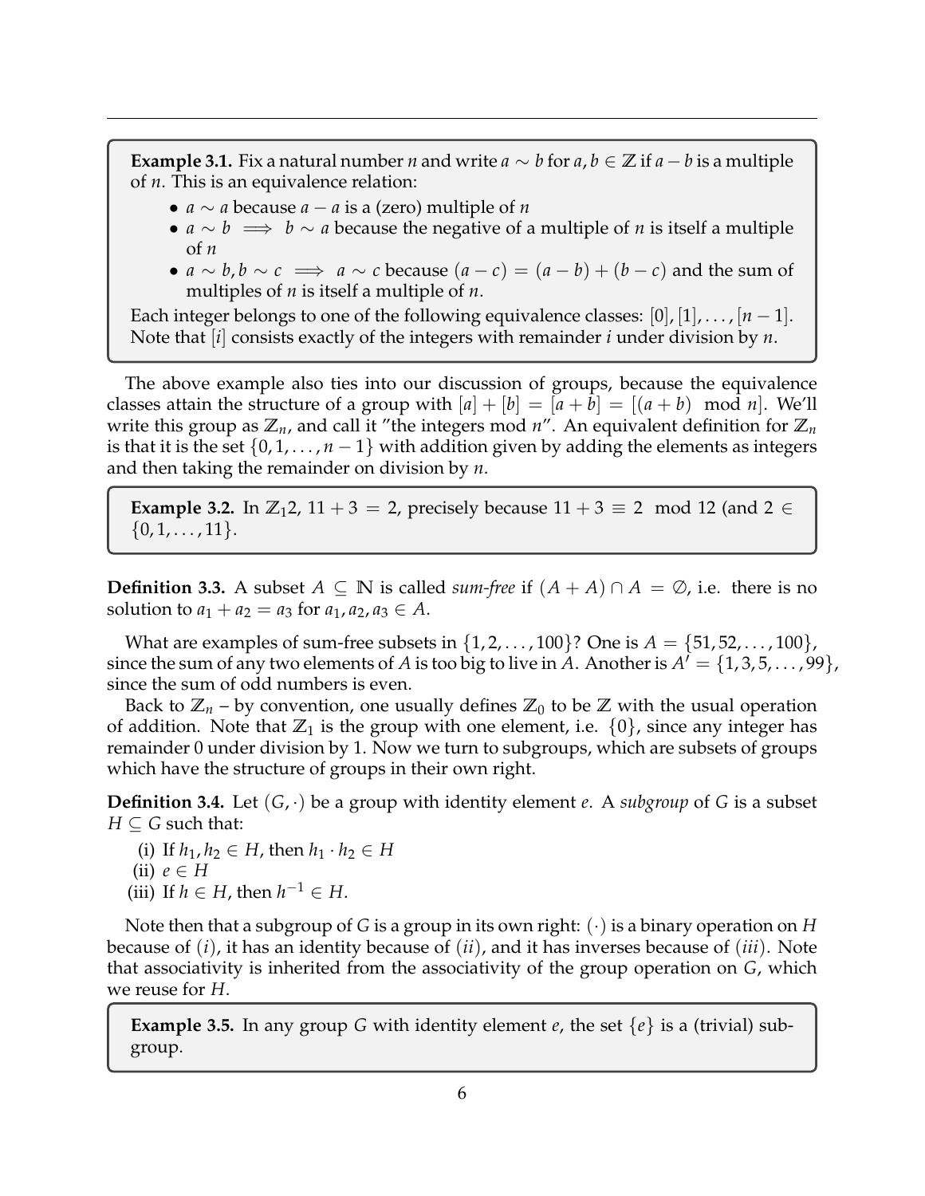**Example 3.1.** Fix a natural number $n$ and write $a \sim b$ for $a, b \in \mathbb{Z}$ if $a - b$ is a multiple of $n$. This is an equivalence relation:

- $a \sim a$ because $a - a$ is a (zero) multiple of $n$
- $a \sim b \implies b \sim a$ because the negative of a multiple of $n$ is itself a multiple of $n$
- $a \sim b, b \sim c \implies a \sim c$ because $(a - c) = (a - b) + (b - c)$ and the sum of multiples of $n$ is itself a multiple of $n$.

Each integer belongs to one of the following equivalence classes: $[0], [1], \ldots, [n-1]$. Note that $[i]$ consists exactly of the integers with remainder $i$ under division by $n$.

The above example also ties into our discussion of groups, because the equivalence classes attain the structure of a group with $[a] + [b] = [a + b] = [(a + b) \mod n]$. We'll write this group as $\mathbb{Z}_n$, and call it "the integers mod $n$". An equivalent definition for $\mathbb{Z}_n$ is that it is the set $\{0, 1, \ldots, n-1\}$ with addition given by adding the elements as integers and then taking the remainder on division by $n$.

**Example 3.2.** In $\mathbb{Z}_12$, $11 + 3 = 2$, precisely because $11 + 3 \equiv 2 \mod 12$ (and $2 \in \{0, 1, \ldots, 11\}$.

**Definition 3.3.** A subset $A \subseteq \mathbb{N}$ is called *sum-free* if $(A + A) \cap A = \emptyset$, i.e. there is no solution to $a_1 + a_2 = a_3$ for $a_1, a_2, a_3 \in A$.

What are examples of sum-free subsets in $\{1, 2, \ldots, 100\}$? One is $A = \{51, 52, \ldots, 100\}$, since the sum of any two elements of $A$ is too big to live in $A$. Another is $A' = \{1, 3, 5, \ldots, 99\}$, since the sum of odd numbers is even.

Back to $\mathbb{Z}_n$ – by convention, one usually defines $\mathbb{Z}_0$ to be $\mathbb{Z}$ with the usual operation of addition. Note that $\mathbb{Z}_1$ is the group with one element, i.e. $\{0\}$, since any integer has remainder 0 under division by 1. Now we turn to subgroups, which are subsets of groups which have the structure of groups in their own right.

**Definition 3.4.** Let $(G, \cdot)$ be a group with identity element $e$. A *subgroup* of $G$ is a subset $H \subseteq G$ such that:

(i) If $h_1, h_2 \in H$, then $h_1 \cdot h_2 \in H$

(ii) $e \in H$

(iii) If $h \in H$, then $h^{-1} \in H$.

Note then that a subgroup of $G$ is a group in its own right: $(\cdot)$ is a binary operation on $H$ because of $(i)$, it has an identity because of $(ii)$, and it has inverses because of $(iii)$. Note that associativity is inherited from the associativity of the group operation on $G$, which we reuse for $H$.

**Example 3.5.** In any group $G$ with identity element $e$, the set $\{e\}$ is a (trivial) subgroup.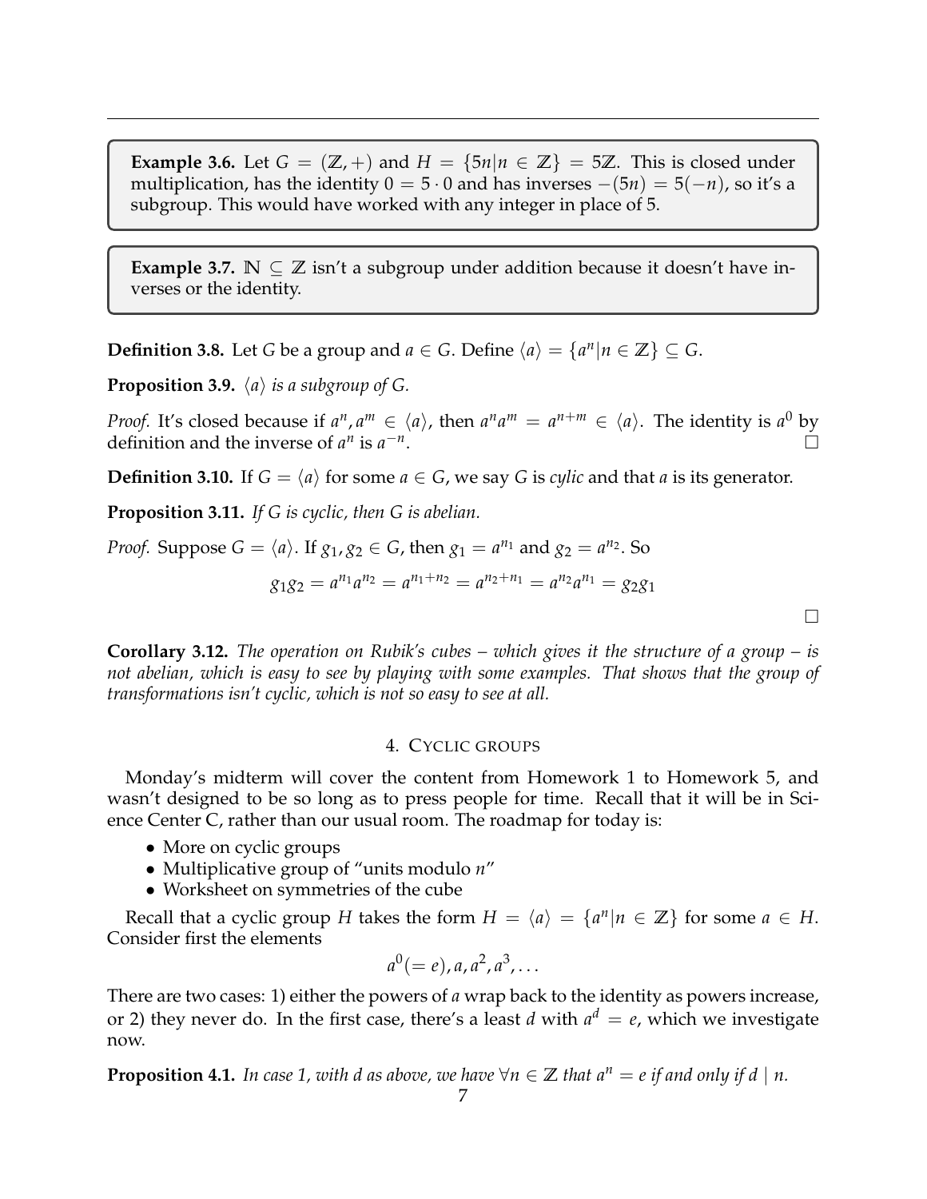**Example 3.6.** Let $G = (\mathbb{Z}, +)$ and $H = \{5n | n \in \mathbb{Z}\} = 5\mathbb{Z}$. This is closed under multiplication, has the identity $0 = 5 \cdot 0$ and has inverses $-(5n) = 5(-n)$, so it's a subgroup. This would have worked with any integer in place of 5.

**Example 3.7.** $\mathbb{N} \subseteq \mathbb{Z}$ isn't a subgroup under addition because it doesn't have inverses or the identity.

**Definition 3.8.** Let $G$ be a group and $a \in G$. Define $\langle a \rangle = \{a^n | n \in \mathbb{Z}\} \subseteq G$.

**Proposition 3.9.** *$\langle a \rangle$ is a subgroup of $G$.*

*Proof.* It's closed because if $a^n, a^m \in \langle a \rangle$, then $a^n a^m = a^{n+m} \in \langle a \rangle$. The identity is $a^0$ by definition and the inverse of $a^n$ is $a^{-n}$. □

**Definition 3.10.** If $G = \langle a \rangle$ for some $a \in G$, we say $G$ is *cylic* and that $a$ is its generator.

**Proposition 3.11.** *If $G$ is cyclic, then $G$ is abelian.*

*Proof.* Suppose $G = \langle a \rangle$. If $g_1, g_2 \in G$, then $g_1 = a^{n_1}$ and $g_2 = a^{n_2}$. So

$$g_1 g_2 = a^{n_1} a^{n_2} = a^{n_1+n_2} = a^{n_2+n_1} = a^{n_2} a^{n_1} = g_2 g_1$$

□

**Corollary 3.12.** *The operation on Rubik's cubes – which gives it the structure of a group – is not abelian, which is easy to see by playing with some examples. That shows that the group of transformations isn't cyclic, which is not so easy to see at all.*

## 4. Cyclic groups

Monday's midterm will cover the content from Homework 1 to Homework 5, and wasn't designed to be so long as to press people for time. Recall that it will be in Science Center C, rather than our usual room. The roadmap for today is:

- More on cyclic groups
- Multiplicative group of "units modulo $n$"
- Worksheet on symmetries of the cube

Recall that a cyclic group $H$ takes the form $H = \langle a \rangle = \{a^n | n \in \mathbb{Z}\}$ for some $a \in H$. Consider first the elements

$$a^0 (= e), a, a^2, a^3, \ldots$$

There are two cases: 1) either the powers of $a$ wrap back to the identity as powers increase, or 2) they never do. In the first case, there's a least $d$ with $a^d = e$, which we investigate now.

**Proposition 4.1.** *In case 1, with $d$ as above, we have $\forall n \in \mathbb{Z}$ that $a^n = e$ if and only if $d \mid n$.*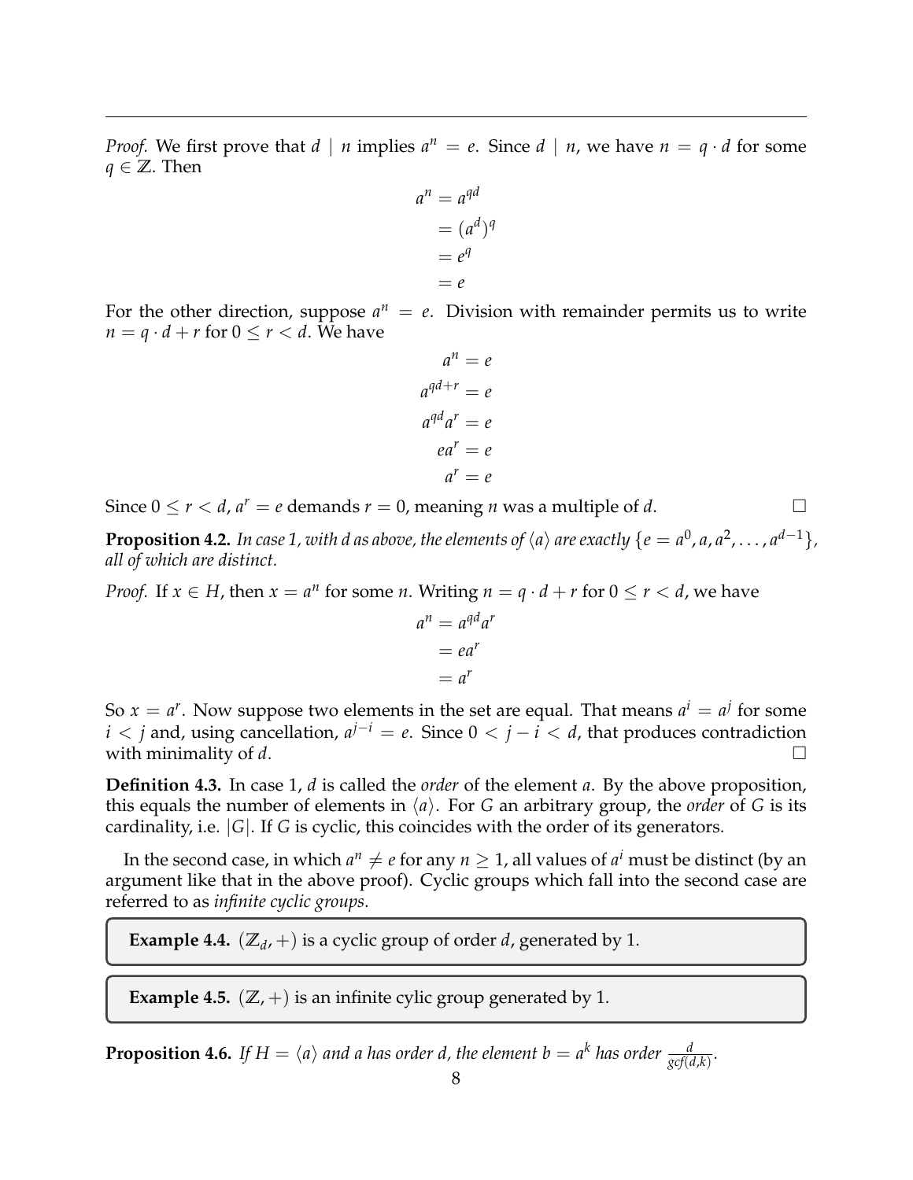*Proof.* We first prove that $d \mid n$ implies $a^n = e$. Since $d \mid n$, we have $n = q \cdot d$ for some $q \in \mathbb{Z}$. Then

$$\begin{aligned} a^n &= a^{qd} \\ &= (a^d)^q \\ &= e^q \\ &= e \end{aligned}$$

For the other direction, suppose $a^n = e$. Division with remainder permits us to write $n = q \cdot d + r$ for $0 \leq r < d$. We have

$$\begin{aligned} a^n &= e \\ a^{qd+r} &= e \\ a^{qd}a^r &= e \\ ea^r &= e \\ a^r &= e \end{aligned}$$

Since $0 \leq r < d$, $a^r = e$ demands $r = 0$, meaning $n$ was a multiple of $d$. □

**Proposition 4.2.** *In case 1, with d as above, the elements of $\langle a \rangle$ are exactly $\{e = a^0, a, a^2, \ldots, a^{d-1}\}$, all of which are distinct.*

*Proof.* If $x \in H$, then $x = a^n$ for some $n$. Writing $n = q \cdot d + r$ for $0 \leq r < d$, we have

$$\begin{aligned} a^n &= a^{qd}a^r \\ &= ea^r \\ &= a^r \end{aligned}$$

So $x = a^r$. Now suppose two elements in the set are equal. That means $a^i = a^j$ for some $i < j$ and, using cancellation, $a^{j-i} = e$. Since $0 < j - i < d$, that produces contradiction with minimality of $d$. □

**Definition 4.3.** In case 1, $d$ is called the *order* of the element $a$. By the above proposition, this equals the number of elements in $\langle a \rangle$. For $G$ an arbitrary group, the *order* of $G$ is its cardinality, i.e. $|G|$. If $G$ is cyclic, this coincides with the order of its generators.

In the second case, in which $a^n \neq e$ for any $n \geq 1$, all values of $a^i$ must be distinct (by an argument like that in the above proof). Cyclic groups which fall into the second case are referred to as *infinite cyclic groups*.

**Example 4.4.** $(\mathbb{Z}_d, +)$ is a cyclic group of order $d$, generated by 1.

**Example 4.5.** $(\mathbb{Z}, +)$ is an infinite cylic group generated by 1.

**Proposition 4.6.** *If $H = \langle a \rangle$ and a has order d, the element $b = a^k$ has order $\frac{d}{gcf(d,k)}$.*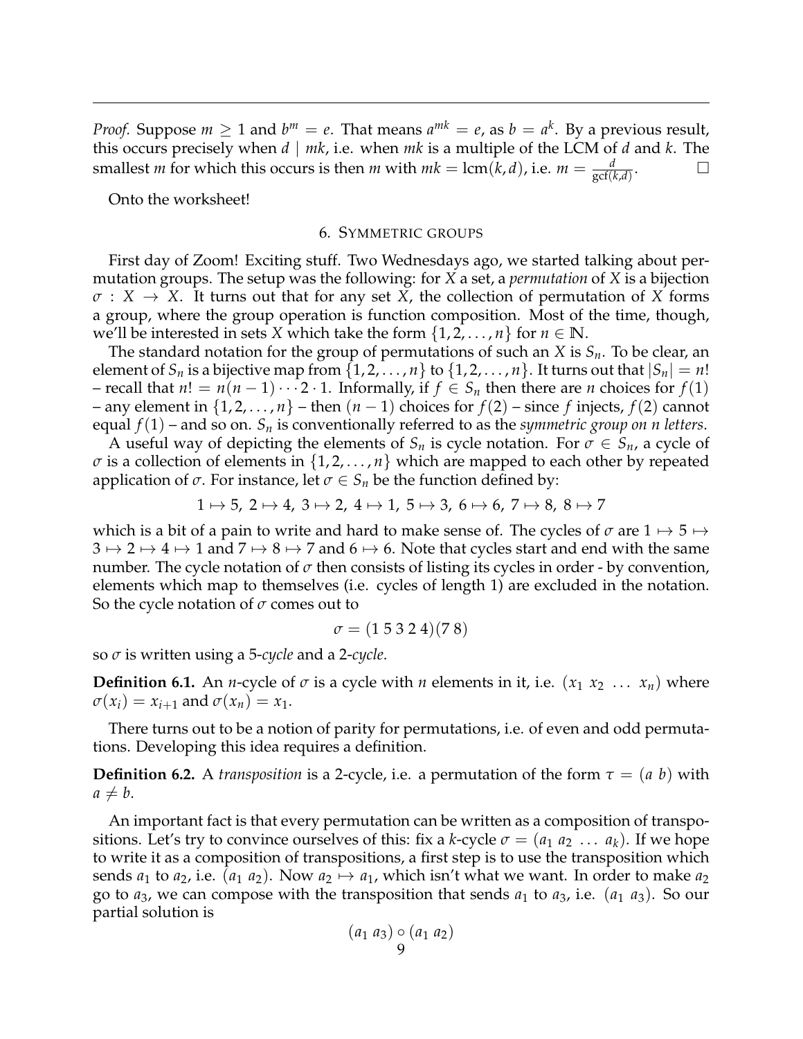*Proof.* Suppose $m \geq 1$ and $b^m = e$. That means $a^{mk} = e$, as $b = a^k$. By a previous result, this occurs precisely when $d \mid mk$, i.e. when $mk$ is a multiple of the LCM of $d$ and $k$. The smallest $m$ for which this occurs is then $m$ with $mk = \text{lcm}(k, d)$, i.e. $m = \frac{d}{\text{gcf}(k,d)}$. $\square$

Onto the worksheet!

## 6. Symmetric groups

First day of Zoom! Exciting stuff. Two Wednesdays ago, we started talking about permutation groups. The setup was the following: for $X$ a set, a *permutation* of $X$ is a bijection $\sigma : X \to X$. It turns out that for any set $X$, the collection of permutation of $X$ forms a group, where the group operation is function composition. Most of the time, though, we'll be interested in sets $X$ which take the form $\{1, 2, \ldots, n\}$ for $n \in \mathbb{N}$.

The standard notation for the group of permutations of such an $X$ is $S_n$. To be clear, an element of $S_n$ is a bijective map from $\{1, 2, \ldots, n\}$ to $\{1, 2, \ldots, n\}$. It turns out that $|S_n| = n!$ – recall that $n! = n(n-1) \cdots 2 \cdot 1$. Informally, if $f \in S_n$ then there are $n$ choices for $f(1)$ – any element in $\{1, 2, \ldots, n\}$ – then $(n-1)$ choices for $f(2)$ – since $f$ injects, $f(2)$ cannot equal $f(1)$ – and so on. $S_n$ is conventionally referred to as the *symmetric group on n letters*.

A useful way of depicting the elements of $S_n$ is cycle notation. For $\sigma \in S_n$, a cycle of $\sigma$ is a collection of elements in $\{1, 2, \ldots, n\}$ which are mapped to each other by repeated application of $\sigma$. For instance, let $\sigma \in S_n$ be the function defined by:

$$1 \mapsto 5,\ 2 \mapsto 4,\ 3 \mapsto 2,\ 4 \mapsto 1,\ 5 \mapsto 3,\ 6 \mapsto 6,\ 7 \mapsto 8,\ 8 \mapsto 7$$

which is a bit of a pain to write and hard to make sense of. The cycles of $\sigma$ are $1 \mapsto 5 \mapsto 3 \mapsto 2 \mapsto 4 \mapsto 1$ and $7 \mapsto 8 \mapsto 7$ and $6 \mapsto 6$. Note that cycles start and end with the same number. The cycle notation of $\sigma$ then consists of listing its cycles in order - by convention, elements which map to themselves (i.e. cycles of length 1) are excluded in the notation. So the cycle notation of $\sigma$ comes out to

$$\sigma = (1\ 5\ 3\ 2\ 4)(7\ 8)$$

so $\sigma$ is written using a 5-*cycle* and a 2-*cycle*.

**Definition 6.1.** An $n$-cycle of $\sigma$ is a cycle with $n$ elements in it, i.e. $(x_1\ x_2\ \ldots\ x_n)$ where $\sigma(x_i) = x_{i+1}$ and $\sigma(x_n) = x_1$.

There turns out to be a notion of parity for permutations, i.e. of even and odd permutations. Developing this idea requires a definition.

**Definition 6.2.** A *transposition* is a 2-cycle, i.e. a permutation of the form $\tau = (a\ b)$ with $a \neq b$.

An important fact is that every permutation can be written as a composition of transpositions. Let's try to convince ourselves of this: fix a $k$-cycle $\sigma = (a_1\ a_2\ \ldots\ a_k)$. If we hope to write it as a composition of transpositions, a first step is to use the transposition which sends $a_1$ to $a_2$, i.e. $(a_1\ a_2)$. Now $a_2 \mapsto a_1$, which isn't what we want. In order to make $a_2$ go to $a_3$, we can compose with the transposition that sends $a_1$ to $a_3$, i.e. $(a_1\ a_3)$. So our partial solution is

$$(a_1\ a_3) \circ (a_1\ a_2)$$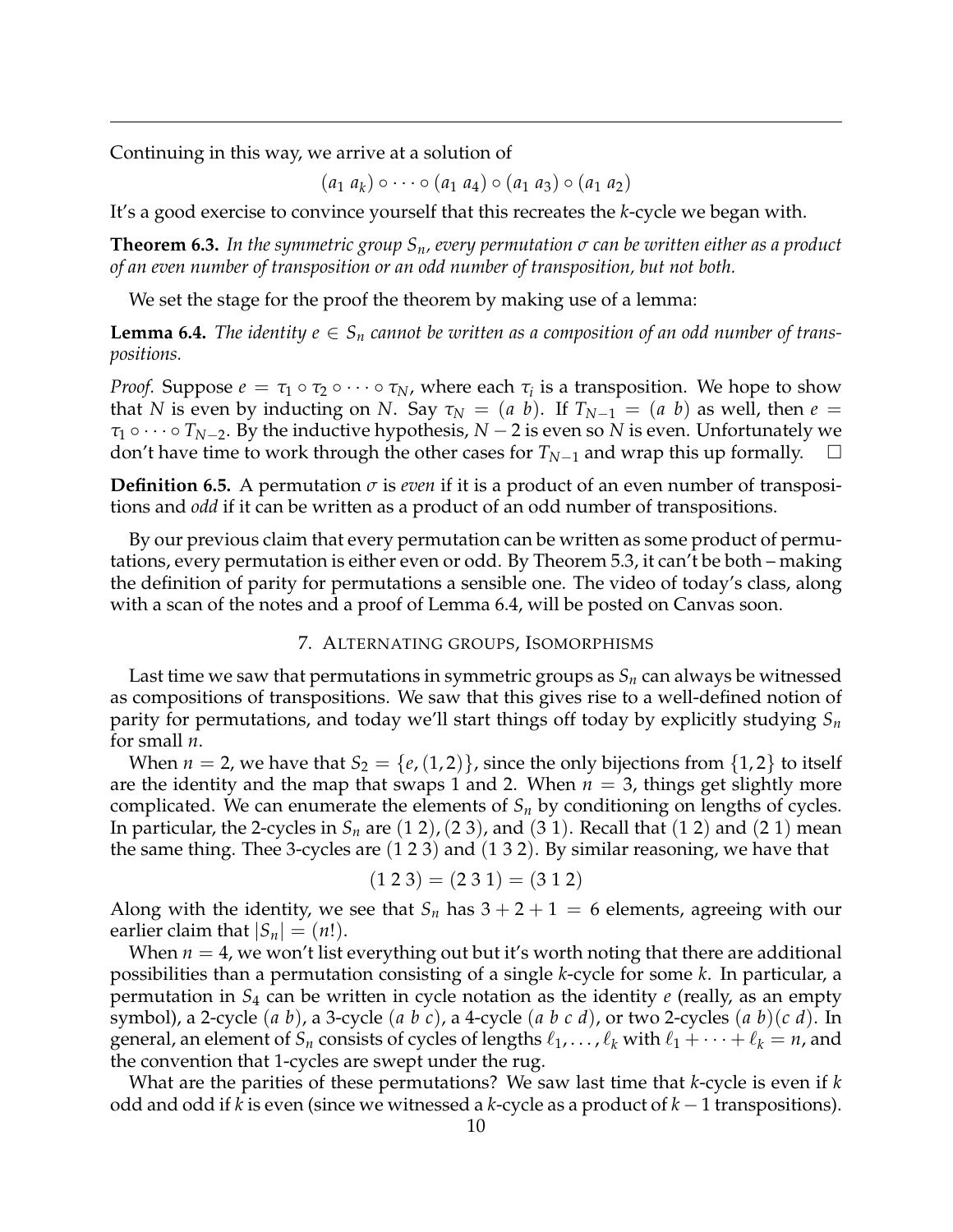Continuing in this way, we arrive at a solution of

$$(a_1\ a_k) \circ \cdots \circ (a_1\ a_4) \circ (a_1\ a_3) \circ (a_1\ a_2)$$

It's a good exercise to convince yourself that this recreates the $k$-cycle we began with.

**Theorem 6.3.** *In the symmetric group $S_n$, every permutation $\sigma$ can be written either as a product of an even number of transposition or an odd number of transposition, but not both.*

We set the stage for the proof the theorem by making use of a lemma:

**Lemma 6.4.** *The identity $e \in S_n$ cannot be written as a composition of an odd number of transpositions.*

*Proof.* Suppose $e = \tau_1 \circ \tau_2 \circ \cdots \circ \tau_N$, where each $\tau_i$ is a transposition. We hope to show that $N$ is even by inducting on $N$. Say $\tau_N = (a\ b)$. If $T_{N-1} = (a\ b)$ as well, then $e = \tau_1 \circ \cdots \circ T_{N-2}$. By the inductive hypothesis, $N - 2$ is even so $N$ is even. Unfortunately we don't have time to work through the other cases for $T_{N-1}$ and wrap this up formally. □

**Definition 6.5.** A permutation $\sigma$ is *even* if it is a product of an even number of transpositions and *odd* if it can be written as a product of an odd number of transpositions.

By our previous claim that every permutation can be written as some product of permutations, every permutation is either even or odd. By Theorem 5.3, it can't be both – making the definition of parity for permutations a sensible one. The video of today's class, along with a scan of the notes and a proof of Lemma 6.4, will be posted on Canvas soon.

## 7. Alternating groups, Isomorphisms

Last time we saw that permutations in symmetric groups as $S_n$ can always be witnessed as compositions of transpositions. We saw that this gives rise to a well-defined notion of parity for permutations, and today we'll start things off today by explicitly studying $S_n$ for small $n$.

When $n = 2$, we have that $S_2 = \{e, (1, 2)\}$, since the only bijections from $\{1, 2\}$ to itself are the identity and the map that swaps 1 and 2. When $n = 3$, things get slightly more complicated. We can enumerate the elements of $S_n$ by conditioning on lengths of cycles. In particular, the 2-cycles in $S_n$ are $(1\ 2)$, $(2\ 3)$, and $(3\ 1)$. Recall that $(1\ 2)$ and $(2\ 1)$ mean the same thing. Thee 3-cycles are $(1\ 2\ 3)$ and $(1\ 3\ 2)$. By similar reasoning, we have that

$$(1\ 2\ 3) = (2\ 3\ 1) = (3\ 1\ 2)$$

Along with the identity, we see that $S_n$ has $3 + 2 + 1 = 6$ elements, agreeing with our earlier claim that $|S_n| = (n!)$.

When $n = 4$, we won't list everything out but it's worth noting that there are additional possibilities than a permutation consisting of a single $k$-cycle for some $k$. In particular, a permutation in $S_4$ can be written in cycle notation as the identity $e$ (really, as an empty symbol), a 2-cycle $(a\ b)$, a 3-cycle $(a\ b\ c)$, a 4-cycle $(a\ b\ c\ d)$, or two 2-cycles $(a\ b)(c\ d)$. In general, an element of $S_n$ consists of cycles of lengths $\ell_1, \ldots, \ell_k$ with $\ell_1 + \cdots + \ell_k = n$, and the convention that 1-cycles are swept under the rug.

What are the parities of these permutations? We saw last time that $k$-cycle is even if $k$ odd and odd if $k$ is even (since we witnessed a $k$-cycle as a product of $k - 1$ transpositions).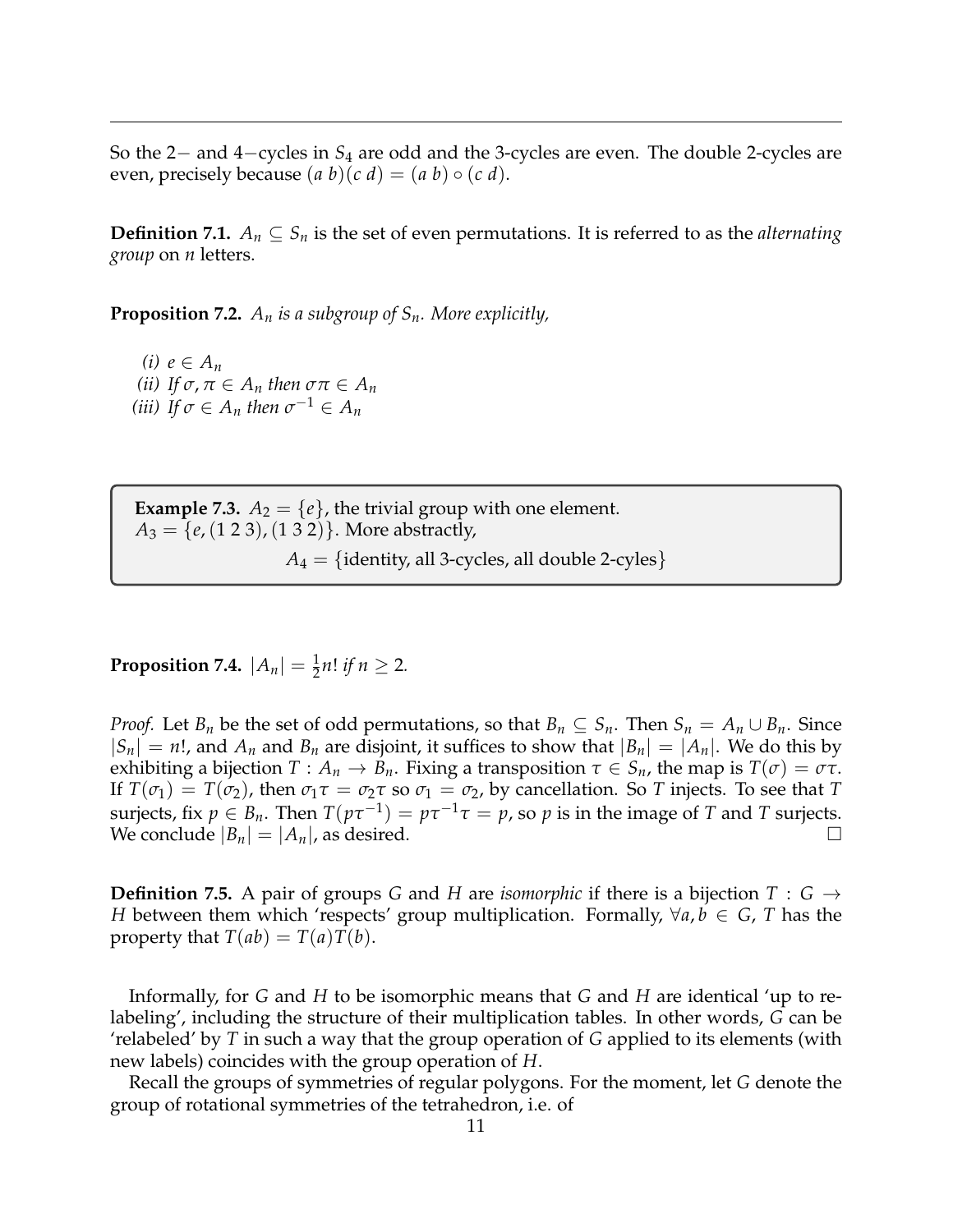So the 2− and 4−cycles in $S_4$ are odd and the 3-cycles are even. The double 2-cycles are even, precisely because $(a\ b)(c\ d) = (a\ b) \circ (c\ d)$.

**Definition 7.1.** $A_n \subseteq S_n$ is the set of even permutations. It is referred to as the *alternating group* on $n$ letters.

**Proposition 7.2.** *$A_n$ is a subgroup of $S_n$. More explicitly,*

*(i)* $e \in A_n$
*(ii)* *If* $\sigma, \pi \in A_n$ *then* $\sigma\pi \in A_n$
*(iii)* *If* $\sigma \in A_n$ *then* $\sigma^{-1} \in A_n$

**Example 7.3.** $A_2 = \{e\}$, the trivial group with one element.
$A_3 = \{e, (1\ 2\ 3), (1\ 3\ 2)\}$. More abstractly,

$$A_4 = \{\text{identity, all 3-cycles, all double 2-cyles}\}$$

**Proposition 7.4.** *$|A_n| = \frac{1}{2}n!$ if $n \geq 2$.*

*Proof.* Let $B_n$ be the set of odd permutations, so that $B_n \subseteq S_n$. Then $S_n = A_n \cup B_n$. Since $|S_n| = n!$, and $A_n$ and $B_n$ are disjoint, it suffices to show that $|B_n| = |A_n|$. We do this by exhibiting a bijection $T : A_n \to B_n$. Fixing a transposition $\tau \in S_n$, the map is $T(\sigma) = \sigma\tau$. If $T(\sigma_1) = T(\sigma_2)$, then $\sigma_1\tau = \sigma_2\tau$ so $\sigma_1 = \sigma_2$, by cancellation. So $T$ injects. To see that $T$ surjects, fix $p \in B_n$. Then $T(p\tau^{-1}) = p\tau^{-1}\tau = p$, so $p$ is in the image of $T$ and $T$ surjects. We conclude $|B_n| = |A_n|$, as desired. $\square$

**Definition 7.5.** A pair of groups $G$ and $H$ are *isomorphic* if there is a bijection $T : G \to H$ between them which 'respects' group multiplication. Formally, $\forall a, b \in G$, $T$ has the property that $T(ab) = T(a)T(b)$.

Informally, for $G$ and $H$ to be isomorphic means that $G$ and $H$ are identical 'up to relabeling', including the structure of their multiplication tables. In other words, $G$ can be 'relabeled' by $T$ in such a way that the group operation of $G$ applied to its elements (with new labels) coincides with the group operation of $H$.

Recall the groups of symmetries of regular polygons. For the moment, let $G$ denote the group of rotational symmetries of the tetrahedron, i.e. of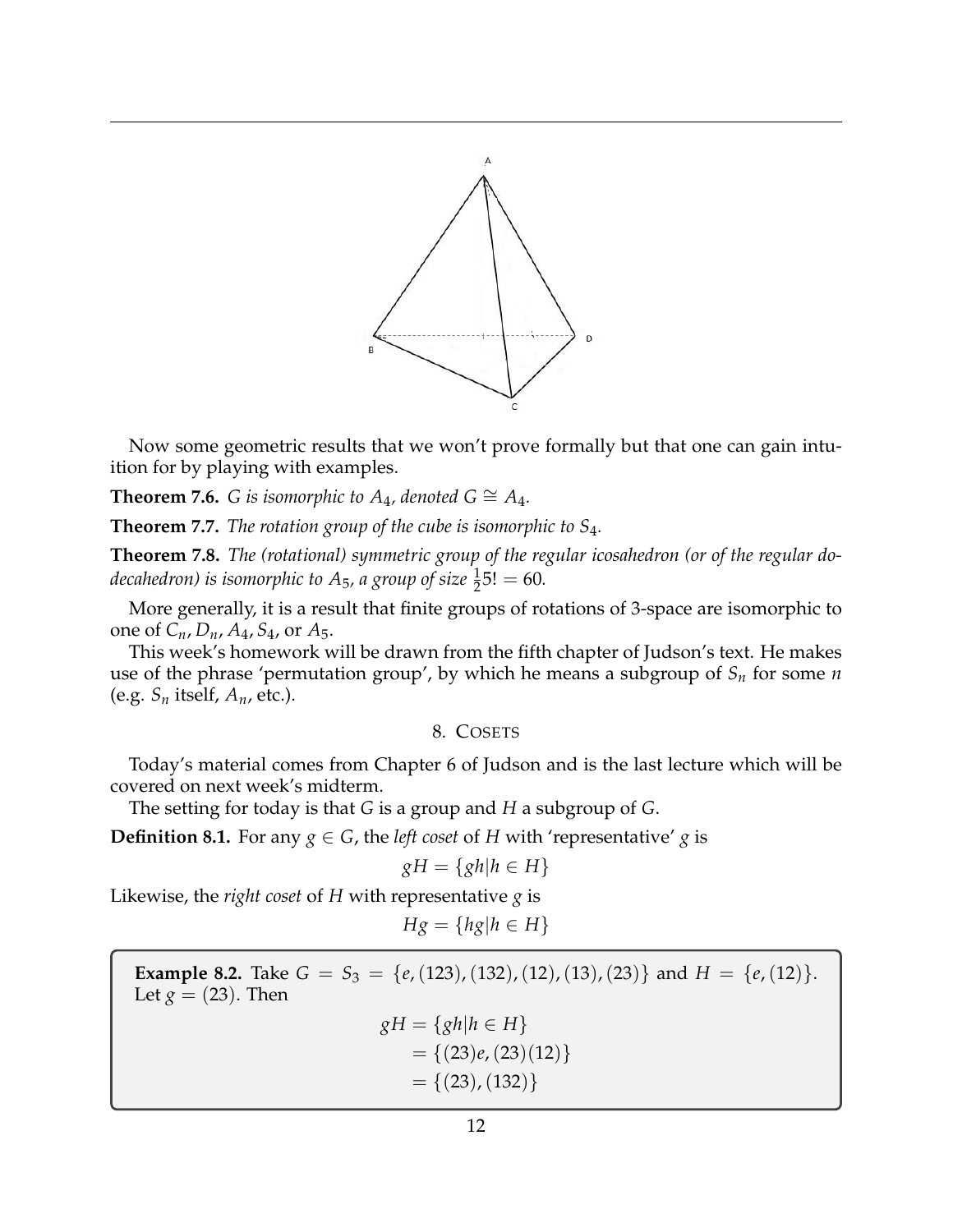Now some geometric results that we won't prove formally but that one can gain intuition for by playing with examples.

**Theorem 7.6.** *$G$ is isomorphic to $A_4$, denoted $G \cong A_4$.*

**Theorem 7.7.** *The rotation group of the cube is isomorphic to $S_4$.*

**Theorem 7.8.** *The (rotational) symmetric group of the regular icosahedron (or of the regular dodecahedron) is isomorphic to $A_5$, a group of size $\frac{1}{2}5! = 60$.*

More generally, it is a result that finite groups of rotations of 3-space are isomorphic to one of $C_n, D_n, A_4, S_4$, or $A_5$.

This week's homework will be drawn from the fifth chapter of Judson's text. He makes use of the phrase 'permutation group', by which he means a subgroup of $S_n$ for some $n$ (e.g. $S_n$ itself, $A_n$, etc.).

## 8. Cosets

Today's material comes from Chapter 6 of Judson and is the last lecture which will be covered on next week's midterm.

The setting for today is that $G$ is a group and $H$ a subgroup of $G$.

**Definition 8.1.** For any $g \in G$, the *left coset* of $H$ with 'representative' $g$ is

$$gH = \{gh | h \in H\}$$

Likewise, the *right coset* of $H$ with representative $g$ is

$$Hg = \{hg | h \in H\}$$

**Example 8.2.** Take $G = S_3 = \{e, (123), (132), (12), (13), (23)\}$ and $H = \{e, (12)\}$. Let $g = (23)$. Then

$$\begin{aligned} gH &= \{gh | h \in H\} \\ &= \{(23)e, (23)(12)\} \\ &= \{(23), (132)\} \end{aligned}$$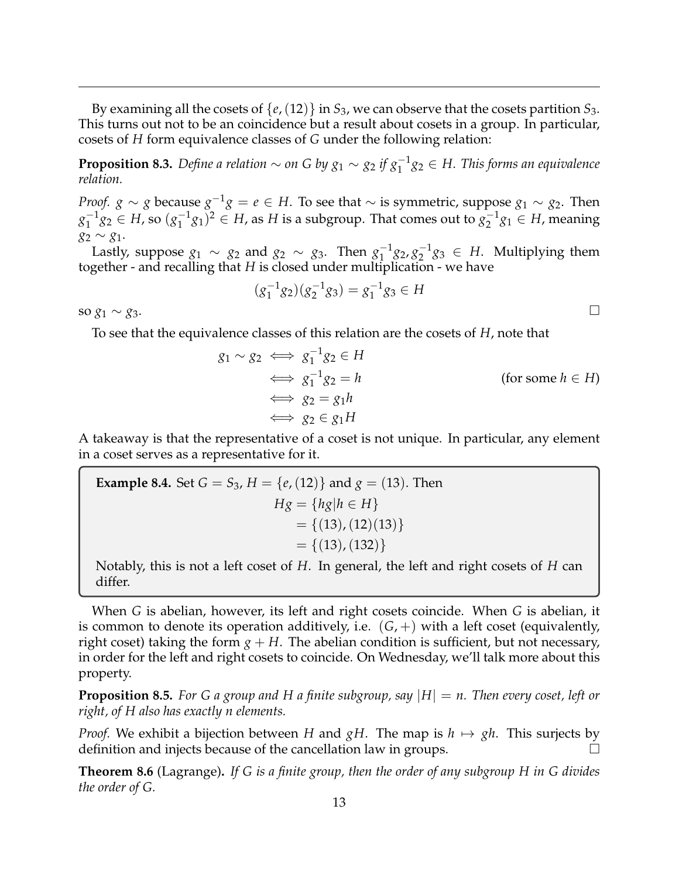By examining all the cosets of $\{e, (12)\}$ in $S_3$, we can observe that the cosets partition $S_3$. This turns out not to be an coincidence but a result about cosets in a group. In particular, cosets of $H$ form equivalence classes of $G$ under the following relation:

**Proposition 8.3.** *Define a relation $\sim$ on $G$ by $g_1 \sim g_2$ if $g_1^{-1}g_2 \in H$. This forms an equivalence relation.*

*Proof.* $g \sim g$ because $g^{-1}g = e \in H$. To see that $\sim$ is symmetric, suppose $g_1 \sim g_2$. Then $g_1^{-1}g_2 \in H$, so $(g_1^{-1}g_1)^2 \in H$, as $H$ is a subgroup. That comes out to $g_2^{-1}g_1 \in H$, meaning $g_2 \sim g_1$.

Lastly, suppose $g_1 \sim g_2$ and $g_2 \sim g_3$. Then $g_1^{-1}g_2, g_2^{-1}g_3 \in H$. Multiplying them together - and recalling that $H$ is closed under multiplication - we have

$$(g_1^{-1}g_2)(g_2^{-1}g_3) = g_1^{-1}g_3 \in H$$

so $g_1 \sim g_3$. □

To see that the equivalence classes of this relation are the cosets of $H$, note that

$$\begin{aligned} g_1 \sim g_2 &\iff g_1^{-1}g_2 \in H \\ &\iff g_1^{-1}g_2 = h && \text{(for some } h \in H) \\ &\iff g_2 = g_1 h \\ &\iff g_2 \in g_1 H \end{aligned}$$

A takeaway is that the representative of a coset is not unique. In particular, any element in a coset serves as a representative for it.

**Example 8.4.** Set $G = S_3$, $H = \{e, (12)\}$ and $g = (13)$. Then

$$\begin{aligned} Hg &= \{hg | h \in H\} \\ &= \{(13), (12)(13)\} \\ &= \{(13), (132)\} \end{aligned}$$

Notably, this is not a left coset of $H$. In general, the left and right cosets of $H$ can differ.

When $G$ is abelian, however, its left and right cosets coincide. When $G$ is abelian, it is common to denote its operation additively, i.e. $(G, +)$ with a left coset (equivalently, right coset) taking the form $g + H$. The abelian condition is sufficient, but not necessary, in order for the left and right cosets to coincide. On Wednesday, we'll talk more about this property.

**Proposition 8.5.** *For $G$ a group and $H$ a finite subgroup, say $|H| = n$. Then every coset, left or right, of $H$ also has exactly $n$ elements.*

*Proof.* We exhibit a bijection between $H$ and $gH$. The map is $h \mapsto gh$. This surjects by definition and injects because of the cancellation law in groups. □

**Theorem 8.6** (Lagrange)**.** *If $G$ is a finite group, then the order of any subgroup $H$ in $G$ divides the order of $G$.*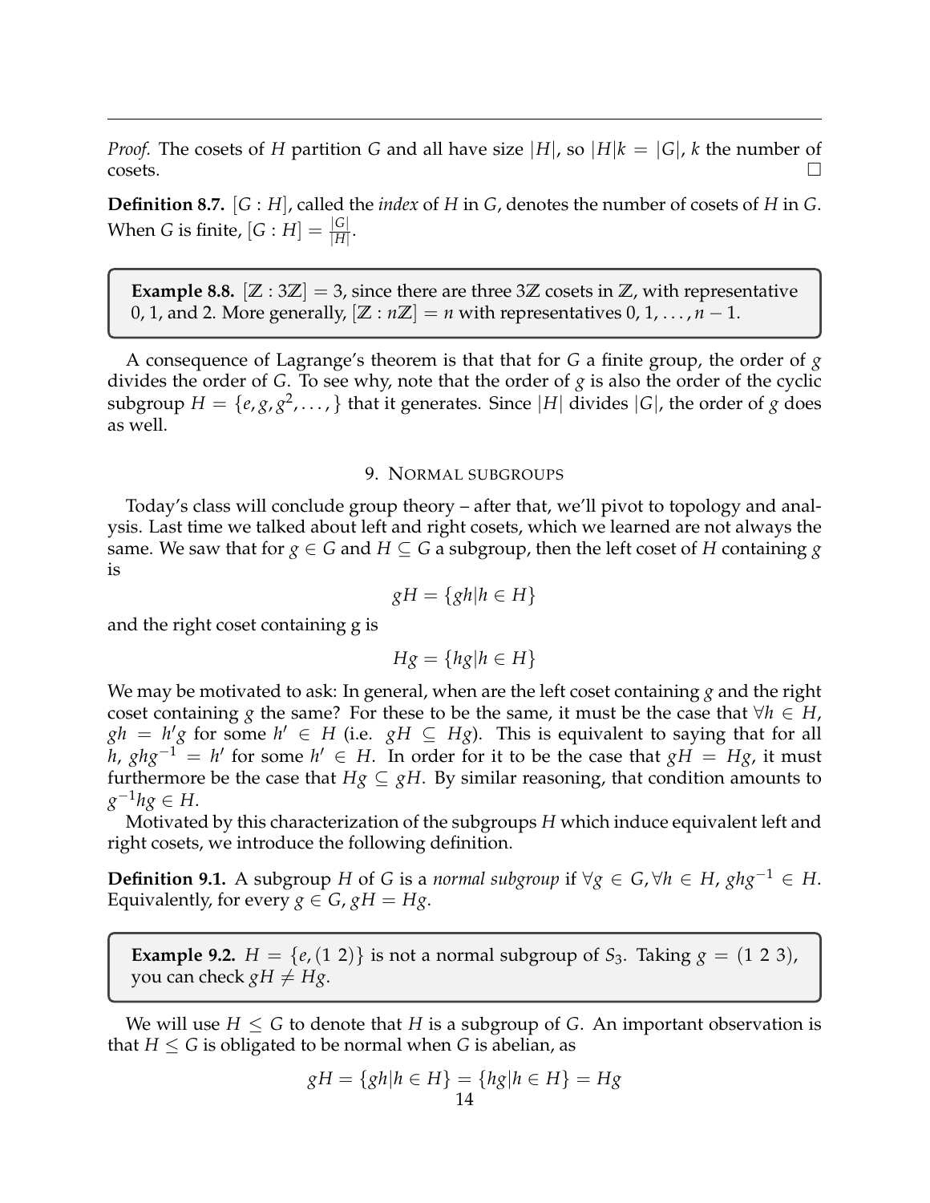*Proof.* The cosets of $H$ partition $G$ and all have size $|H|$, so $|H|k = |G|$, $k$ the number of cosets. $\square$

**Definition 8.7.** $[G : H]$, called the *index* of $H$ in $G$, denotes the number of cosets of $H$ in $G$. When $G$ is finite, $[G : H] = \frac{|G|}{|H|}$.

> **Example 8.8.** $[\mathbb{Z} : 3\mathbb{Z}] = 3$, since there are three $3\mathbb{Z}$ cosets in $\mathbb{Z}$, with representative 0, 1, and 2. More generally, $[\mathbb{Z} : n\mathbb{Z}] = n$ with representatives $0, 1, \ldots, n-1$.

A consequence of Lagrange's theorem is that that for $G$ a finite group, the order of $g$ divides the order of $G$. To see why, note that the order of $g$ is also the order of the cyclic subgroup $H = \{e, g, g^2, \ldots, \}$ that it generates. Since $|H|$ divides $|G|$, the order of $g$ does as well.

## 9. Normal subgroups

Today's class will conclude group theory – after that, we'll pivot to topology and analysis. Last time we talked about left and right cosets, which we learned are not always the same. We saw that for $g \in G$ and $H \subseteq G$ a subgroup, then the left coset of $H$ containing $g$ is

$$gH = \{gh | h \in H\}$$

and the right coset containing g is

$$Hg = \{hg | h \in H\}$$

We may be motivated to ask: In general, when are the left coset containing $g$ and the right coset containing $g$ the same? For these to be the same, it must be the case that $\forall h \in H$, $gh = h'g$ for some $h' \in H$ (i.e. $gH \subseteq Hg$). This is equivalent to saying that for all $h$, $ghg^{-1} = h'$ for some $h' \in H$. In order for it to be the case that $gH = Hg$, it must furthermore be the case that $Hg \subseteq gH$. By similar reasoning, that condition amounts to $g^{-1}hg \in H$.

Motivated by this characterization of the subgroups $H$ which induce equivalent left and right cosets, we introduce the following definition.

**Definition 9.1.** A subgroup $H$ of $G$ is a *normal subgroup* if $\forall g \in G, \forall h \in H$, $ghg^{-1} \in H$. Equivalently, for every $g \in G$, $gH = Hg$.

> **Example 9.2.** $H = \{e, (1\ 2)\}$ is not a normal subgroup of $S_3$. Taking $g = (1\ 2\ 3)$, you can check $gH \neq Hg$.

We will use $H \leq G$ to denote that $H$ is a subgroup of $G$. An important observation is that $H \leq G$ is obligated to be normal when $G$ is abelian, as

$$gH = \{gh | h \in H\} = \{hg | h \in H\} = Hg$$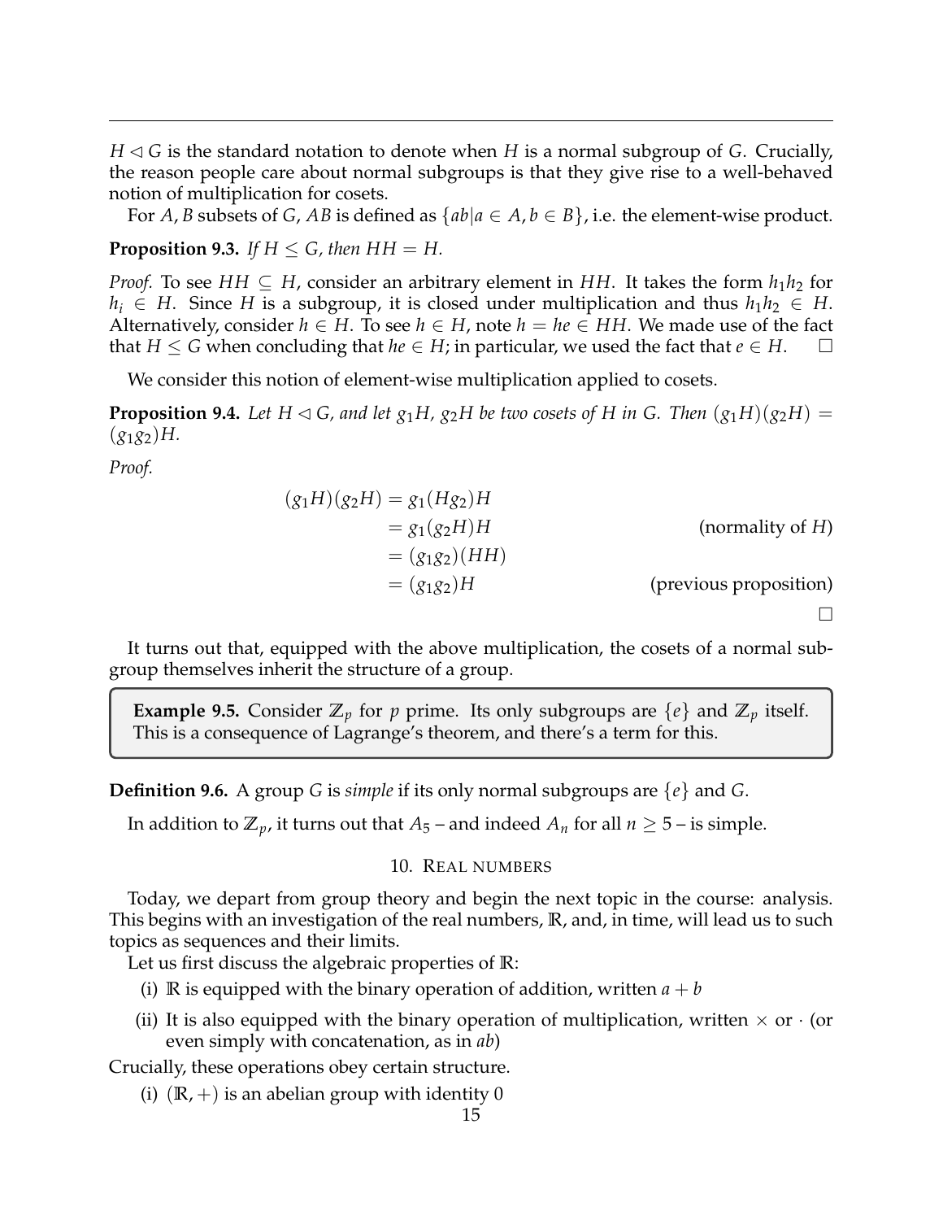$H \lhd G$ is the standard notation to denote when $H$ is a normal subgroup of $G$. Crucially, the reason people care about normal subgroups is that they give rise to a well-behaved notion of multiplication for cosets.

For $A, B$ subsets of $G$, $AB$ is defined as $\{ab | a \in A, b \in B\}$, i.e. the element-wise product.

**Proposition 9.3.** *If $H \leq G$, then $HH = H$.*

*Proof.* To see $HH \subseteq H$, consider an arbitrary element in $HH$. It takes the form $h_1 h_2$ for $h_i \in H$. Since $H$ is a subgroup, it is closed under multiplication and thus $h_1 h_2 \in H$. Alternatively, consider $h \in H$. To see $h \in H$, note $h = he \in HH$. We made use of the fact that $H \leq G$ when concluding that $he \in H$; in particular, we used the fact that $e \in H$. $\square$

We consider this notion of element-wise multiplication applied to cosets.

**Proposition 9.4.** *Let $H \lhd G$, and let $g_1 H$, $g_2 H$ be two cosets of $H$ in $G$. Then $(g_1 H)(g_2 H) = (g_1 g_2)H$.*

*Proof.*

$$
\begin{aligned}
(g_1 H)(g_2 H) &= g_1 (H g_2) H \\
&= g_1 (g_2 H) H && \text{(normality of } H\text{)} \\
&= (g_1 g_2)(HH) \\
&= (g_1 g_2) H && \text{(previous proposition)}
\end{aligned}
$$

$\square$

It turns out that, equipped with the above multiplication, the cosets of a normal subgroup themselves inherit the structure of a group.

> **Example 9.5.** Consider $\mathbb{Z}_p$ for $p$ prime. Its only subgroups are $\{e\}$ and $\mathbb{Z}_p$ itself. This is a consequence of Lagrange's theorem, and there's a term for this.

**Definition 9.6.** A group $G$ is *simple* if its only normal subgroups are $\{e\}$ and $G$.

In addition to $\mathbb{Z}_p$, it turns out that $A_5$ – and indeed $A_n$ for all $n \geq 5$ – is simple.

## 10. Real numbers

Today, we depart from group theory and begin the next topic in the course: analysis. This begins with an investigation of the real numbers, $\mathbb{R}$, and, in time, will lead us to such topics as sequences and their limits.

Let us first discuss the algebraic properties of $\mathbb{R}$:

(i) $\mathbb{R}$ is equipped with the binary operation of addition, written $a + b$

(ii) It is also equipped with the binary operation of multiplication, written $\times$ or $\cdot$ (or even simply with concatenation, as in $ab$)

Crucially, these operations obey certain structure.

(i) $(\mathbb{R}, +)$ is an abelian group with identity 0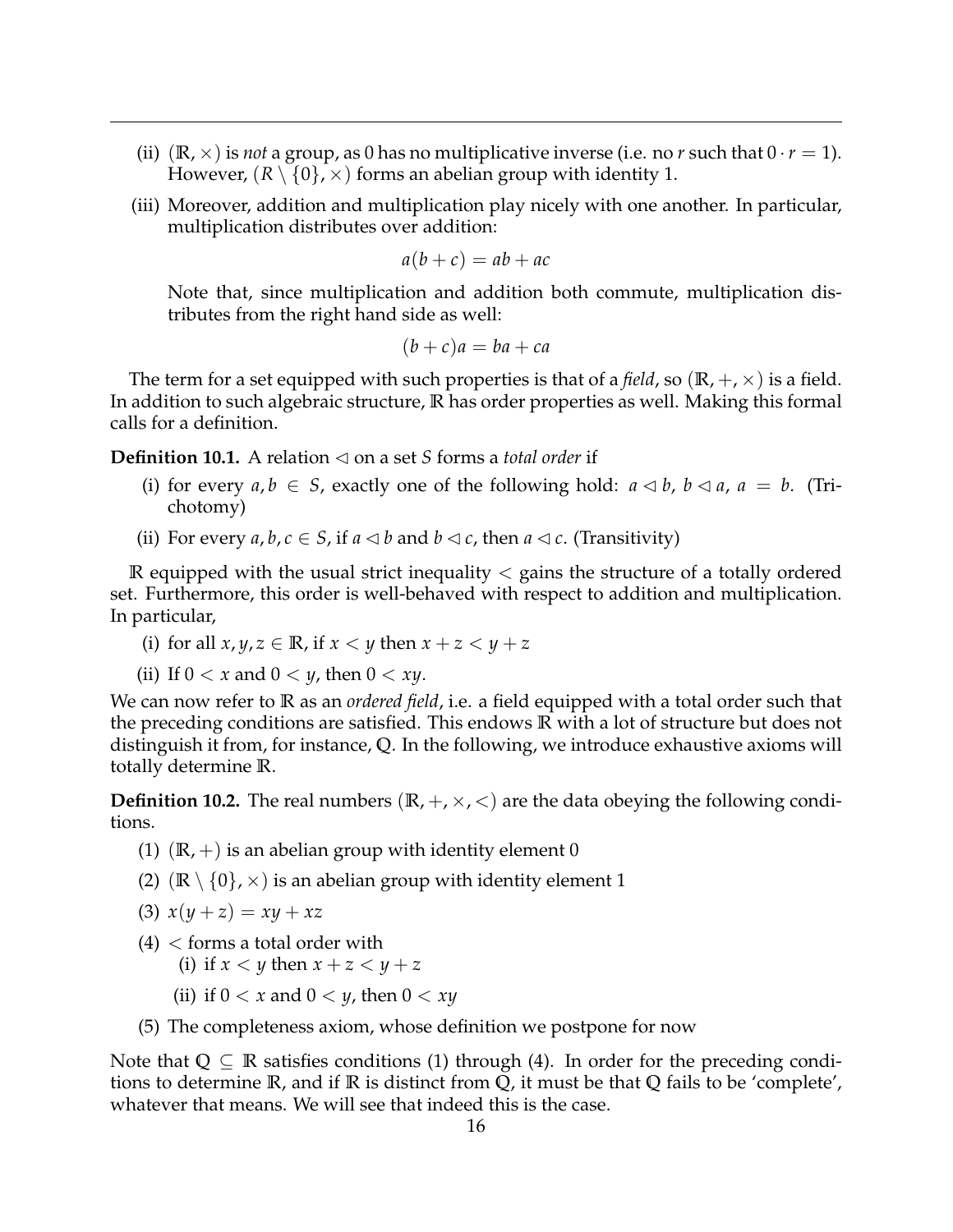(ii) $(\mathbb{R}, \times)$ is *not* a group, as 0 has no multiplicative inverse (i.e. no $r$ such that $0 \cdot r = 1$). However, $(R \setminus \{0\}, \times)$ forms an abelian group with identity 1.

(iii) Moreover, addition and multiplication play nicely with one another. In particular, multiplication distributes over addition:

$$a(b + c) = ab + ac$$

Note that, since multiplication and addition both commute, multiplication distributes from the right hand side as well:

$$(b + c)a = ba + ca$$

The term for a set equipped with such properties is that of a *field*, so $(\mathbb{R}, +, \times)$ is a field. In addition to such algebraic structure, $\mathbb{R}$ has order properties as well. Making this formal calls for a definition.

**Definition 10.1.** A relation $\lhd$ on a set $S$ forms a *total order* if

(i) for every $a, b \in S$, exactly one of the following hold: $a \lhd b$, $b \lhd a$, $a = b$. (Trichotomy)

(ii) For every $a, b, c \in S$, if $a \lhd b$ and $b \lhd c$, then $a \lhd c$. (Transitivity)

$\mathbb{R}$ equipped with the usual strict inequality $<$ gains the structure of a totally ordered set. Furthermore, this order is well-behaved with respect to addition and multiplication. In particular,

(i) for all $x, y, z \in \mathbb{R}$, if $x < y$ then $x + z < y + z$

(ii) If $0 < x$ and $0 < y$, then $0 < xy$.

We can now refer to $\mathbb{R}$ as an *ordered field*, i.e. a field equipped with a total order such that the preceding conditions are satisfied. This endows $\mathbb{R}$ with a lot of structure but does not distinguish it from, for instance, $\mathbb{Q}$. In the following, we introduce exhaustive axioms will totally determine $\mathbb{R}$.

**Definition 10.2.** The real numbers $(\mathbb{R}, +, \times, <)$ are the data obeying the following conditions.

(1) $(\mathbb{R}, +)$ is an abelian group with identity element 0

(2) $(\mathbb{R} \setminus \{0\}, \times)$ is an abelian group with identity element 1

(3) $x(y + z) = xy + xz$

(4) $<$ forms a total order with
  (i) if $x < y$ then $x + z < y + z$
  (ii) if $0 < x$ and $0 < y$, then $0 < xy$

(5) The completeness axiom, whose definition we postpone for now

Note that $\mathbb{Q} \subseteq \mathbb{R}$ satisfies conditions (1) through (4). In order for the preceding conditions to determine $\mathbb{R}$, and if $\mathbb{R}$ is distinct from $\mathbb{Q}$, it must be that $\mathbb{Q}$ fails to be 'complete', whatever that means. We will see that indeed this is the case.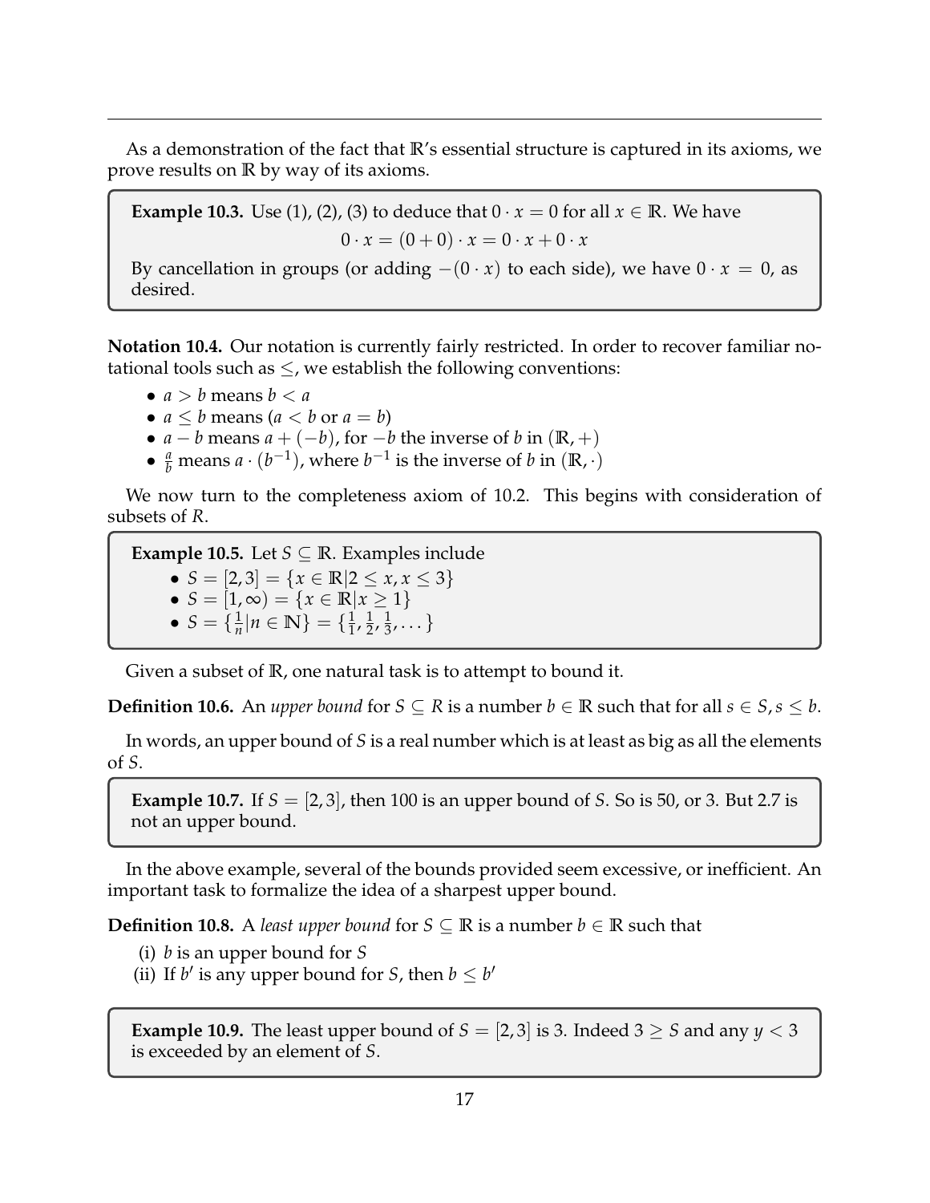As a demonstration of the fact that $\mathbb{R}$'s essential structure is captured in its axioms, we prove results on $\mathbb{R}$ by way of its axioms.

**Example 10.3.** Use (1), (2), (3) to deduce that $0 \cdot x = 0$ for all $x \in \mathbb{R}$. We have

$$0 \cdot x = (0 + 0) \cdot x = 0 \cdot x + 0 \cdot x$$

By cancellation in groups (or adding $-(0 \cdot x)$ to each side), we have $0 \cdot x = 0$, as desired.

**Notation 10.4.** Our notation is currently fairly restricted. In order to recover familiar notational tools such as $\leq$, we establish the following conventions:

- $a > b$ means $b < a$
- $a \leq b$ means ($a < b$ or $a = b$)
- $a - b$ means $a + (-b)$, for $-b$ the inverse of $b$ in $(\mathbb{R}, +)$
- $\frac{a}{b}$ means $a \cdot (b^{-1})$, where $b^{-1}$ is the inverse of $b$ in $(\mathbb{R}, \cdot)$

We now turn to the completeness axiom of 10.2. This begins with consideration of subsets of $R$.

**Example 10.5.** Let $S \subseteq \mathbb{R}$. Examples include

- $S = [2, 3] = \{x \in \mathbb{R} | 2 \leq x, x \leq 3\}$
- $S = [1, \infty) = \{x \in \mathbb{R} | x \geq 1\}$
- $S = \{\frac{1}{n} | n \in \mathbb{N}\} = \{\frac{1}{1}, \frac{1}{2}, \frac{1}{3}, \dots\}$

Given a subset of $\mathbb{R}$, one natural task is to attempt to bound it.

**Definition 10.6.** An *upper bound* for $S \subseteq R$ is a number $b \in \mathbb{R}$ such that for all $s \in S, s \leq b$.

In words, an upper bound of $S$ is a real number which is at least as big as all the elements of $S$.

**Example 10.7.** If $S = [2, 3]$, then 100 is an upper bound of $S$. So is 50, or 3. But 2.7 is not an upper bound.

In the above example, several of the bounds provided seem excessive, or inefficient. An important task to formalize the idea of a sharpest upper bound.

**Definition 10.8.** A *least upper bound* for $S \subseteq \mathbb{R}$ is a number $b \in \mathbb{R}$ such that

(i) $b$ is an upper bound for $S$
(ii) If $b'$ is any upper bound for $S$, then $b \leq b'$

**Example 10.9.** The least upper bound of $S = [2, 3]$ is 3. Indeed $3 \geq S$ and any $y < 3$ is exceeded by an element of $S$.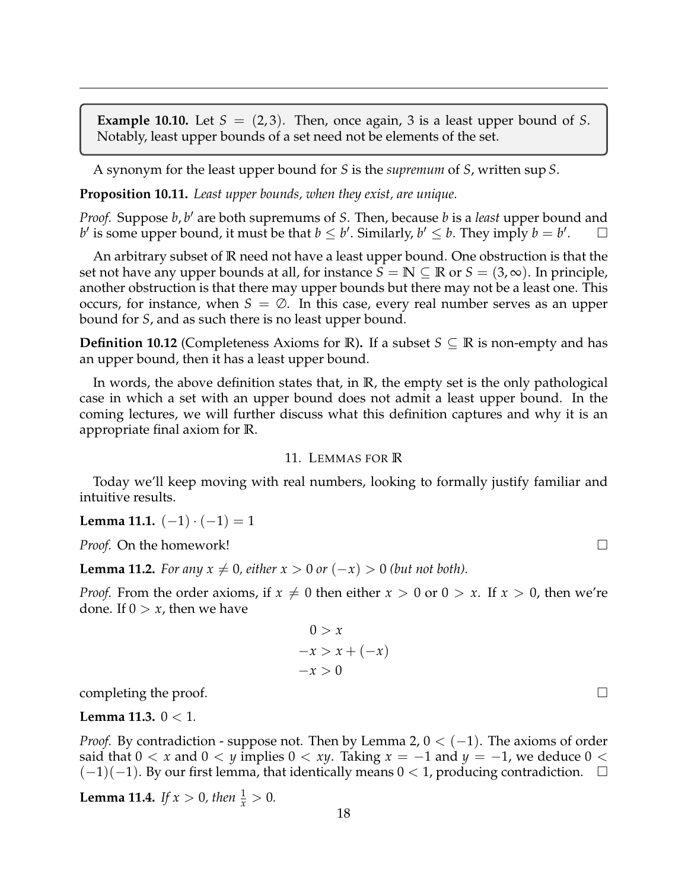**Example 10.10.** Let $S = (2, 3)$. Then, once again, 3 is a least upper bound of $S$. Notably, least upper bounds of a set need not be elements of the set.

A synonym for the least upper bound for $S$ is the *supremum* of $S$, written $\sup S$.

**Proposition 10.11.** *Least upper bounds, when they exist, are unique.*

*Proof.* Suppose $b, b'$ are both supremums of $S$. Then, because $b$ is a *least* upper bound and $b'$ is some upper bound, it must be that $b \leq b'$. Similarly, $b' \leq b$. They imply $b = b'$. $\square$

An arbitrary subset of $\mathbb{R}$ need not have a least upper bound. One obstruction is that the set not have any upper bounds at all, for instance $S = \mathbb{N} \subseteq \mathbb{R}$ or $S = (3, \infty)$. In principle, another obstruction is that there may upper bounds but there may not be a least one. This occurs, for instance, when $S = \emptyset$. In this case, every real number serves as an upper bound for $S$, and as such there is no least upper bound.

**Definition 10.12** (Completeness Axioms for $\mathbb{R}$)**.** If a subset $S \subseteq \mathbb{R}$ is non-empty and has an upper bound, then it has a least upper bound.

In words, the above definition states that, in $\mathbb{R}$, the empty set is the only pathological case in which a set with an upper bound does not admit a least upper bound. In the coming lectures, we will further discuss what this definition captures and why it is an appropriate final axiom for $\mathbb{R}$.

## 11. Lemmas for $\mathbb{R}$

Today we'll keep moving with real numbers, looking to formally justify familiar and intuitive results.

**Lemma 11.1.** $(-1) \cdot (-1) = 1$

*Proof.* On the homework! $\square$

**Lemma 11.2.** *For any $x \neq 0$, either $x > 0$ or $(-x) > 0$ (but not both).*

*Proof.* From the order axioms, if $x \neq 0$ then either $x > 0$ or $0 > x$. If $x > 0$, then we're done. If $0 > x$, then we have

$$\begin{aligned} 0 &> x \\ -x &> x + (-x) \\ -x &> 0 \end{aligned}$$

completing the proof. $\square$

**Lemma 11.3.** $0 < 1$.

*Proof.* By contradiction - suppose not. Then by Lemma 2, $0 < (-1)$. The axioms of order said that $0 < x$ and $0 < y$ implies $0 < xy$. Taking $x = -1$ and $y = -1$, we deduce $0 < (-1)(-1)$. By our first lemma, that identically means $0 < 1$, producing contradiction. $\square$

**Lemma 11.4.** *If $x > 0$, then $\frac{1}{x} > 0$.*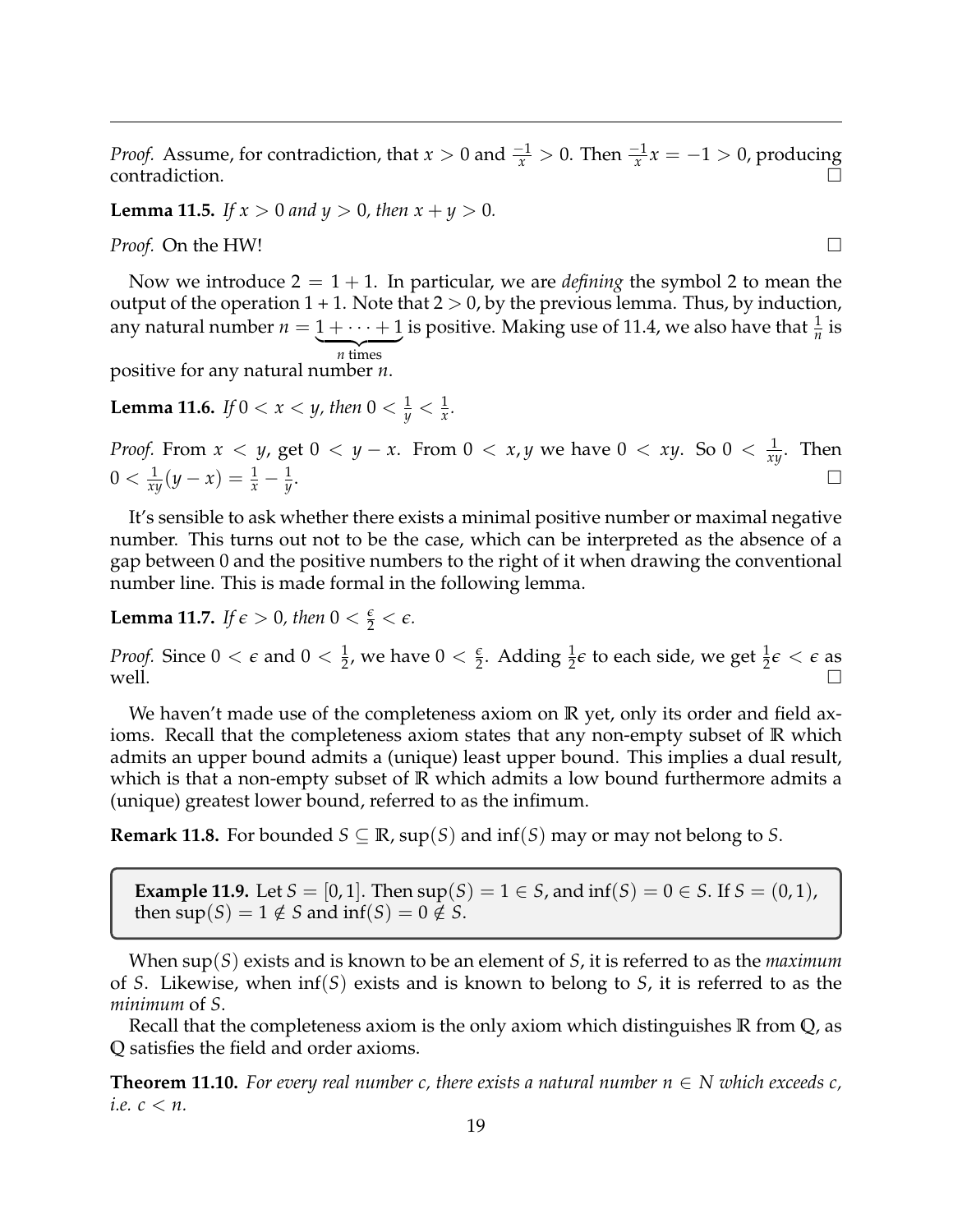*Proof.* Assume, for contradiction, that $x > 0$ and $\frac{-1}{x} > 0$. Then $\frac{-1}{x}x = -1 > 0$, producing contradiction. $\square$

**Lemma 11.5.** *If $x > 0$ and $y > 0$, then $x + y > 0$.*

*Proof.* On the HW! $\square$

Now we introduce $2 = 1 + 1$. In particular, we are *defining* the symbol 2 to mean the output of the operation 1 + 1. Note that $2 > 0$, by the previous lemma. Thus, by induction, any natural number $n = \underbrace{1 + \cdots + 1}_{n \text{ times}}$ is positive. Making use of 11.4, we also have that $\frac{1}{n}$ is positive for any natural number $n$.

**Lemma 11.6.** *If $0 < x < y$, then $0 < \frac{1}{y} < \frac{1}{x}$.*

*Proof.* From $x < y$, get $0 < y - x$. From $0 < x, y$ we have $0 < xy$. So $0 < \frac{1}{xy}$. Then $0 < \frac{1}{xy}(y - x) = \frac{1}{x} - \frac{1}{y}$. $\square$

It's sensible to ask whether there exists a minimal positive number or maximal negative number. This turns out not to be the case, which can be interpreted as the absence of a gap between 0 and the positive numbers to the right of it when drawing the conventional number line. This is made formal in the following lemma.

**Lemma 11.7.** *If $\epsilon > 0$, then $0 < \frac{\epsilon}{2} < \epsilon$.*

*Proof.* Since $0 < \epsilon$ and $0 < \frac{1}{2}$, we have $0 < \frac{\epsilon}{2}$. Adding $\frac{1}{2}\epsilon$ to each side, we get $\frac{1}{2}\epsilon < \epsilon$ as well. $\square$

We haven't made use of the completeness axiom on $\mathbb{R}$ yet, only its order and field axioms. Recall that the completeness axiom states that any non-empty subset of $\mathbb{R}$ which admits an upper bound admits a (unique) least upper bound. This implies a dual result, which is that a non-empty subset of $\mathbb{R}$ which admits a low bound furthermore admits a (unique) greatest lower bound, referred to as the infimum.

**Remark 11.8.** For bounded $S \subseteq \mathbb{R}$, $\sup(S)$ and $\inf(S)$ may or may not belong to $S$.

> **Example 11.9.** Let $S = [0, 1]$. Then $\sup(S) = 1 \in S$, and $\inf(S) = 0 \in S$. If $S = (0, 1)$, then $\sup(S) = 1 \notin S$ and $\inf(S) = 0 \notin S$.

When $\sup(S)$ exists and is known to be an element of $S$, it is referred to as the *maximum* of $S$. Likewise, when $\inf(S)$ exists and is known to belong to $S$, it is referred to as the *minimum* of $S$.

Recall that the completeness axiom is the only axiom which distinguishes $\mathbb{R}$ from $\mathbb{Q}$, as $\mathbb{Q}$ satisfies the field and order axioms.

**Theorem 11.10.** *For every real number $c$, there exists a natural number $n \in N$ which exceeds $c$, i.e. $c < n$.*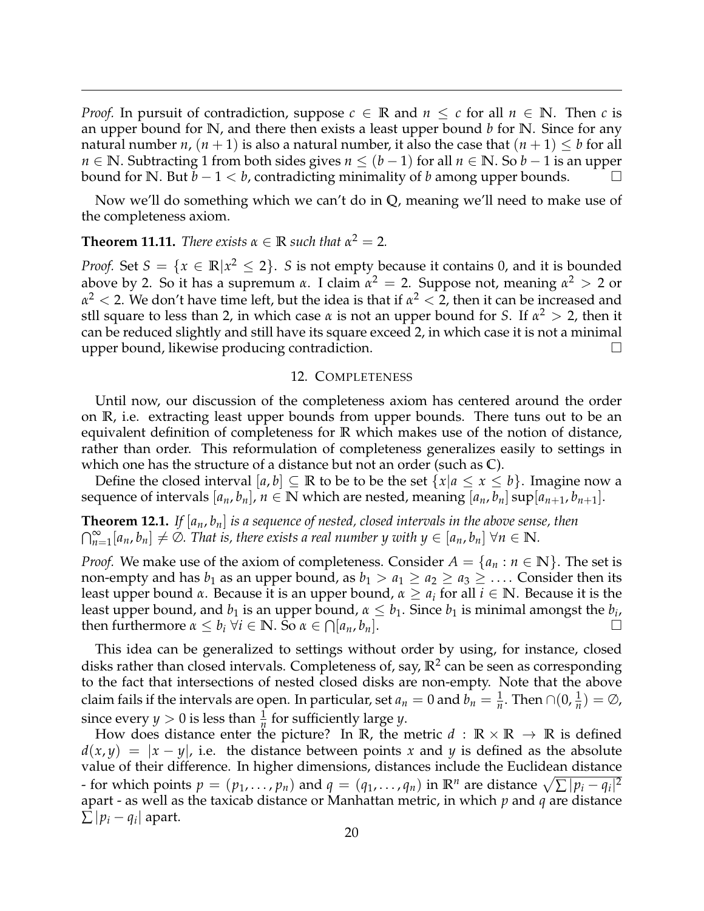*Proof.* In pursuit of contradiction, suppose $c \in \mathbb{R}$ and $n \leq c$ for all $n \in \mathbb{N}$. Then $c$ is an upper bound for $\mathbb{N}$, and there then exists a least upper bound $b$ for $\mathbb{N}$. Since for any natural number $n$, $(n+1)$ is also a natural number, it also the case that $(n+1) \leq b$ for all $n \in \mathbb{N}$. Subtracting 1 from both sides gives $n \leq (b-1)$ for all $n \in \mathbb{N}$. So $b-1$ is an upper bound for $\mathbb{N}$. But $b - 1 < b$, contradicting minimality of $b$ among upper bounds. □

Now we'll do something which we can't do in $\mathbb{Q}$, meaning we'll need to make use of the completeness axiom.

**Theorem 11.11.** *There exists $\alpha \in \mathbb{R}$ such that $\alpha^2 = 2$.*

*Proof.* Set $S = \{x \in \mathbb{R} | x^2 \leq 2\}$. $S$ is not empty because it contains 0, and it is bounded above by 2. So it has a supremum $\alpha$. I claim $\alpha^2 = 2$. Suppose not, meaning $\alpha^2 > 2$ or $\alpha^2 < 2$. We don't have time left, but the idea is that if $\alpha^2 < 2$, then it can be increased and stll square to less than 2, in which case $\alpha$ is not an upper bound for $S$. If $\alpha^2 > 2$, then it can be reduced slightly and still have its square exceed 2, in which case it is not a minimal upper bound, likewise producing contradiction. □

## 12. Completeness

Until now, our discussion of the completeness axiom has centered around the order on $\mathbb{R}$, i.e. extracting least upper bounds from upper bounds. There tuns out to be an equivalent definition of completeness for $\mathbb{R}$ which makes use of the notion of distance, rather than order. This reformulation of completeness generalizes easily to settings in which one has the structure of a distance but not an order (such as $\mathbb{C}$).

Define the closed interval $[a, b] \subseteq \mathbb{R}$ to be to be the set $\{x | a \leq x \leq b\}$. Imagine now a sequence of intervals $[a_n, b_n]$, $n \in \mathbb{N}$ which are nested, meaning $[a_n, b_n] \sup [a_{n+1}, b_{n+1}]$.

**Theorem 12.1.** *If $[a_n, b_n]$ is a sequence of nested, closed intervals in the above sense, then $\bigcap_{n=1}^{\infty} [a_n, b_n] \neq \emptyset$. That is, there exists a real number $y$ with $y \in [a_n, b_n]$ $\forall n \in \mathbb{N}$.*

*Proof.* We make use of the axiom of completeness. Consider $A = \{a_n : n \in \mathbb{N}\}$. The set is non-empty and has $b_1$ as an upper bound, as $b_1 > a_1 \geq a_2 \geq a_3 \geq \ldots$. Consider then its least upper bound $\alpha$. Because it is an upper bound, $\alpha \geq a_i$ for all $i \in \mathbb{N}$. Because it is the least upper bound, and $b_1$ is an upper bound, $\alpha \leq b_1$. Since $b_1$ is minimal amongst the $b_i$, then furthermore $\alpha \leq b_i$ $\forall i \in \mathbb{N}$. So $\alpha \in \bigcap [a_n, b_n]$. □

This idea can be generalized to settings without order by using, for instance, closed disks rather than closed intervals. Completeness of, say, $\mathbb{R}^2$ can be seen as corresponding to the fact that intersections of nested closed disks are non-empty. Note that the above claim fails if the intervals are open. In particular, set $a_n = 0$ and $b_n = \frac{1}{n}$. Then $\cap (0, \frac{1}{n}) = \emptyset$, since every $y > 0$ is less than $\frac{1}{n}$ for sufficiently large $y$.

How does distance enter the picture? In $\mathbb{R}$, the metric $d : \mathbb{R} \times \mathbb{R} \to \mathbb{R}$ is defined $d(x, y) = |x - y|$, i.e. the distance between points $x$ and $y$ is defined as the absolute value of their difference. In higher dimensions, distances include the Euclidean distance - for which points $p = (p_1, \ldots, p_n)$ and $q = (q_1, \ldots, q_n)$ in $\mathbb{R}^n$ are distance $\sqrt{\sum |p_i - q_i|^2}$ apart - as well as the taxicab distance or Manhattan metric, in which $p$ and $q$ are distance $\sum |p_i - q_i|$ apart.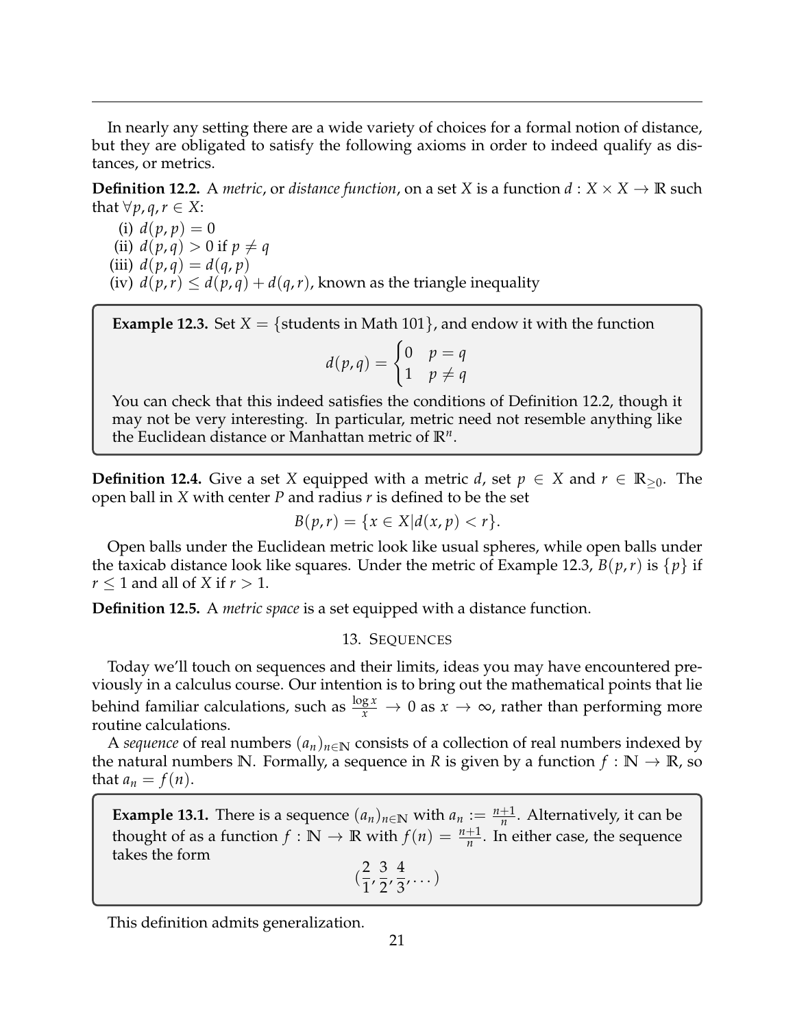In nearly any setting there are a wide variety of choices for a formal notion of distance, but they are obligated to satisfy the following axioms in order to indeed qualify as distances, or metrics.

**Definition 12.2.** A *metric*, or *distance function*, on a set $X$ is a function $d : X \times X \to \mathbb{R}$ such that $\forall p, q, r \in X$:

(i) $d(p, p) = 0$
(ii) $d(p, q) > 0$ if $p \neq q$
(iii) $d(p, q) = d(q, p)$
(iv) $d(p, r) \leq d(p, q) + d(q, r)$, known as the triangle inequality

**Example 12.3.** Set $X = \{\text{students in Math 101}\}$, and endow it with the function

$$d(p, q) = \begin{cases} 0 & p = q \\ 1 & p \neq q \end{cases}$$

You can check that this indeed satisfies the conditions of Definition 12.2, though it may not be very interesting. In particular, metric need not resemble anything like the Euclidean distance or Manhattan metric of $\mathbb{R}^n$.

**Definition 12.4.** Give a set $X$ equipped with a metric $d$, set $p \in X$ and $r \in \mathbb{R}_{\geq 0}$. The open ball in $X$ with center $P$ and radius $r$ is defined to be the set

$$B(p, r) = \{x \in X | d(x, p) < r\}.$$

Open balls under the Euclidean metric look like usual spheres, while open balls under the taxicab distance look like squares. Under the metric of Example 12.3, $B(p, r)$ is $\{p\}$ if $r \leq 1$ and all of $X$ if $r > 1$.

**Definition 12.5.** A *metric space* is a set equipped with a distance function.

## 13. Sequences

Today we'll touch on sequences and their limits, ideas you may have encountered previously in a calculus course. Our intention is to bring out the mathematical points that lie behind familiar calculations, such as $\frac{\log x}{x} \to 0$ as $x \to \infty$, rather than performing more routine calculations.

A *sequence* of real numbers $(a_n)_{n \in \mathbb{N}}$ consists of a collection of real numbers indexed by the natural numbers $\mathbb{N}$. Formally, a sequence in $R$ is given by a function $f : \mathbb{N} \to \mathbb{R}$, so that $a_n = f(n)$.

**Example 13.1.** There is a sequence $(a_n)_{n \in \mathbb{N}}$ with $a_n := \frac{n+1}{n}$. Alternatively, it can be thought of as a function $f : \mathbb{N} \to \mathbb{R}$ with $f(n) = \frac{n+1}{n}$. In either case, the sequence takes the form

$$(\frac{2}{1}, \frac{3}{2}, \frac{4}{3}, \dots)$$

This definition admits generalization.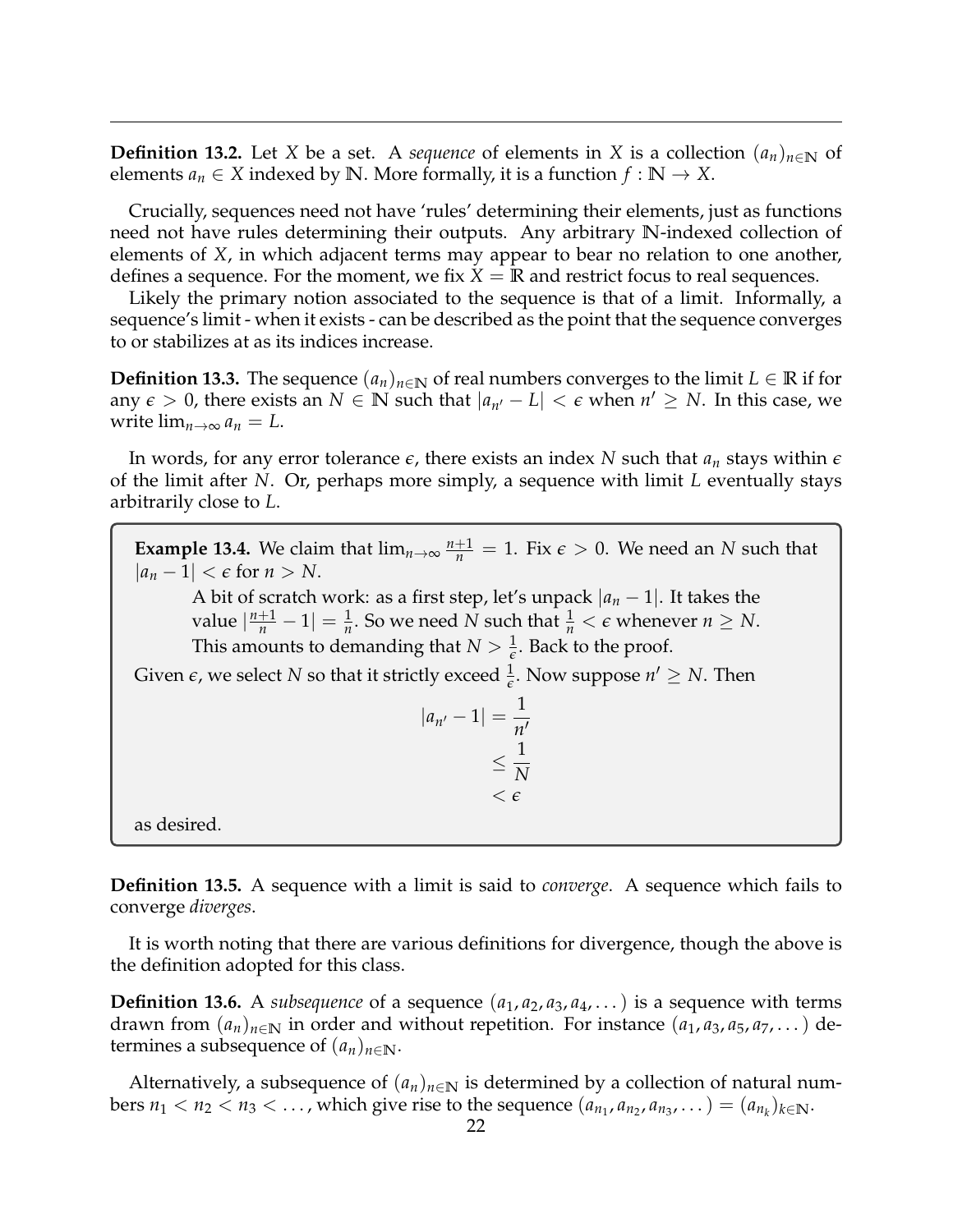**Definition 13.2.** Let $X$ be a set. A *sequence* of elements in $X$ is a collection $(a_n)_{n\in\mathbb{N}}$ of elements $a_n \in X$ indexed by $\mathbb{N}$. More formally, it is a function $f : \mathbb{N} \to X$.

Crucially, sequences need not have 'rules' determining their elements, just as functions need not have rules determining their outputs. Any arbitrary $\mathbb{N}$-indexed collection of elements of $X$, in which adjacent terms may appear to bear no relation to one another, defines a sequence. For the moment, we fix $X = \mathbb{R}$ and restrict focus to real sequences.

Likely the primary notion associated to the sequence is that of a limit. Informally, a sequence's limit - when it exists - can be described as the point that the sequence converges to or stabilizes at as its indices increase.

**Definition 13.3.** The sequence $(a_n)_{n\in\mathbb{N}}$ of real numbers converges to the limit $L \in \mathbb{R}$ if for any $\epsilon > 0$, there exists an $N \in \mathbb{N}$ such that $|a_{n'} - L| < \epsilon$ when $n' \geq N$. In this case, we write $\lim_{n\to\infty} a_n = L$.

In words, for any error tolerance $\epsilon$, there exists an index $N$ such that $a_n$ stays within $\epsilon$ of the limit after $N$. Or, perhaps more simply, a sequence with limit $L$ eventually stays arbitrarily close to $L$.

**Example 13.4.** We claim that $\lim_{n\to\infty} \frac{n+1}{n} = 1$. Fix $\epsilon > 0$. We need an $N$ such that $|a_n - 1| < \epsilon$ for $n > N$.

> A bit of scratch work: as a first step, let's unpack $|a_n - 1|$. It takes the value $|\frac{n+1}{n} - 1| = \frac{1}{n}$. So we need $N$ such that $\frac{1}{n} < \epsilon$ whenever $n \geq N$. This amounts to demanding that $N > \frac{1}{\epsilon}$. Back to the proof.

Given $\epsilon$, we select $N$ so that it strictly exceed $\frac{1}{\epsilon}$. Now suppose $n' \geq N$. Then

$$
\begin{aligned}
|a_{n'} - 1| &= \frac{1}{n'} \\
&\leq \frac{1}{N} \\
&< \epsilon
\end{aligned}
$$

as desired.

**Definition 13.5.** A sequence with a limit is said to *converge*. A sequence which fails to converge *diverges*.

It is worth noting that there are various definitions for divergence, though the above is the definition adopted for this class.

**Definition 13.6.** A *subsequence* of a sequence $(a_1, a_2, a_3, a_4, \dots)$ is a sequence with terms drawn from $(a_n)_{n\in\mathbb{N}}$ in order and without repetition. For instance $(a_1, a_3, a_5, a_7, \dots)$ determines a subsequence of $(a_n)_{n\in\mathbb{N}}$.

Alternatively, a subsequence of $(a_n)_{n\in\mathbb{N}}$ is determined by a collection of natural numbers $n_1 < n_2 < n_3 < \dots$, which give rise to the sequence $(a_{n_1}, a_{n_2}, a_{n_3}, \dots) = (a_{n_k})_{k\in\mathbb{N}}$.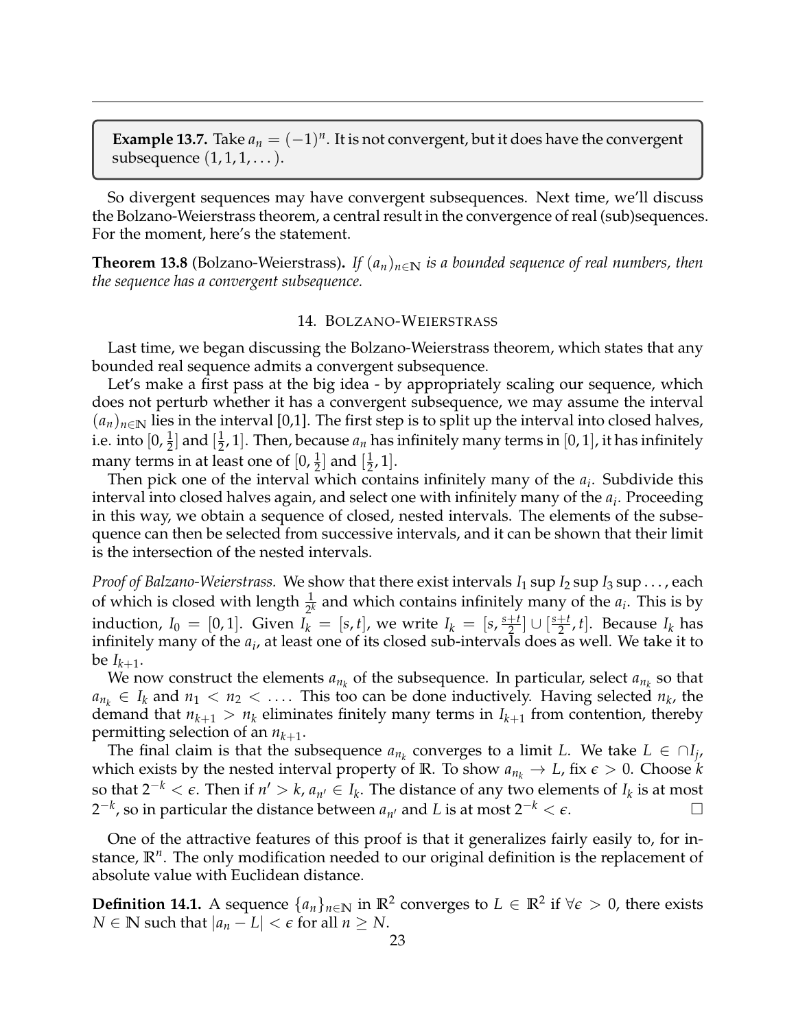**Example 13.7.** Take $a_n = (-1)^n$. It is not convergent, but it does have the convergent subsequence $(1, 1, 1, \dots)$.

So divergent sequences may have convergent subsequences. Next time, we'll discuss the Bolzano-Weierstrass theorem, a central result in the convergence of real (sub)sequences. For the moment, here's the statement.

**Theorem 13.8** (Bolzano-Weierstrass)**.** *If $(a_n)_{n \in \mathbb{N}}$ is a bounded sequence of real numbers, then the sequence has a convergent subsequence.*

## 14. Bolzano-Weierstrass

Last time, we began discussing the Bolzano-Weierstrass theorem, which states that any bounded real sequence admits a convergent subsequence.

Let's make a first pass at the big idea - by appropriately scaling our sequence, which does not perturb whether it has a convergent subsequence, we may assume the interval $(a_n)_{n \in \mathbb{N}}$ lies in the interval [0,1]. The first step is to split up the interval into closed halves, i.e. into $[0, \frac{1}{2}]$ and $[\frac{1}{2}, 1]$. Then, because $a_n$ has infinitely many terms in $[0, 1]$, it has infinitely many terms in at least one of $[0, \frac{1}{2}]$ and $[\frac{1}{2}, 1]$.

Then pick one of the interval which contains infinitely many of the $a_i$. Subdivide this interval into closed halves again, and select one with infinitely many of the $a_i$. Proceeding in this way, we obtain a sequence of closed, nested intervals. The elements of the subsequence can then be selected from successive intervals, and it can be shown that their limit is the intersection of the nested intervals.

*Proof of Balzano-Weierstrass.* We show that there exist intervals $I_1 \sup I_2 \sup I_3 \sup \dots$, each of which is closed with length $\frac{1}{2^k}$ and which contains infinitely many of the $a_i$. This is by induction, $I_0 = [0, 1]$. Given $I_k = [s, t]$, we write $I_k = [s, \frac{s+t}{2}] \cup [\frac{s+t}{2}, t]$. Because $I_k$ has infinitely many of the $a_i$, at least one of its closed sub-intervals does as well. We take it to be $I_{k+1}$.

We now construct the elements $a_{n_k}$ of the subsequence. In particular, select $a_{n_k}$ so that $a_{n_k} \in I_k$ and $n_1 < n_2 < \dots$. This too can be done inductively. Having selected $n_k$, the demand that $n_{k+1} > n_k$ eliminates finitely many terms in $I_{k+1}$ from contention, thereby permitting selection of an $n_{k+1}$.

The final claim is that the subsequence $a_{n_k}$ converges to a limit $L$. We take $L \in \cap I_j$, which exists by the nested interval property of $\mathbb{R}$. To show $a_{n_k} \to L$, fix $\epsilon > 0$. Choose $k$ so that $2^{-k} < \epsilon$. Then if $n' > k$, $a_{n'} \in I_k$. The distance of any two elements of $I_k$ is at most $2^{-k}$, so in particular the distance between $a_{n'}$ and $L$ is at most $2^{-k} < \epsilon$. □

One of the attractive features of this proof is that it generalizes fairly easily to, for instance, $\mathbb{R}^n$. The only modification needed to our original definition is the replacement of absolute value with Euclidean distance.

**Definition 14.1.** A sequence $\{a_n\}_{n \in \mathbb{N}}$ in $\mathbb{R}^2$ converges to $L \in \mathbb{R}^2$ if $\forall \epsilon > 0$, there exists $N \in \mathbb{N}$ such that $|a_n - L| < \epsilon$ for all $n \geq N$.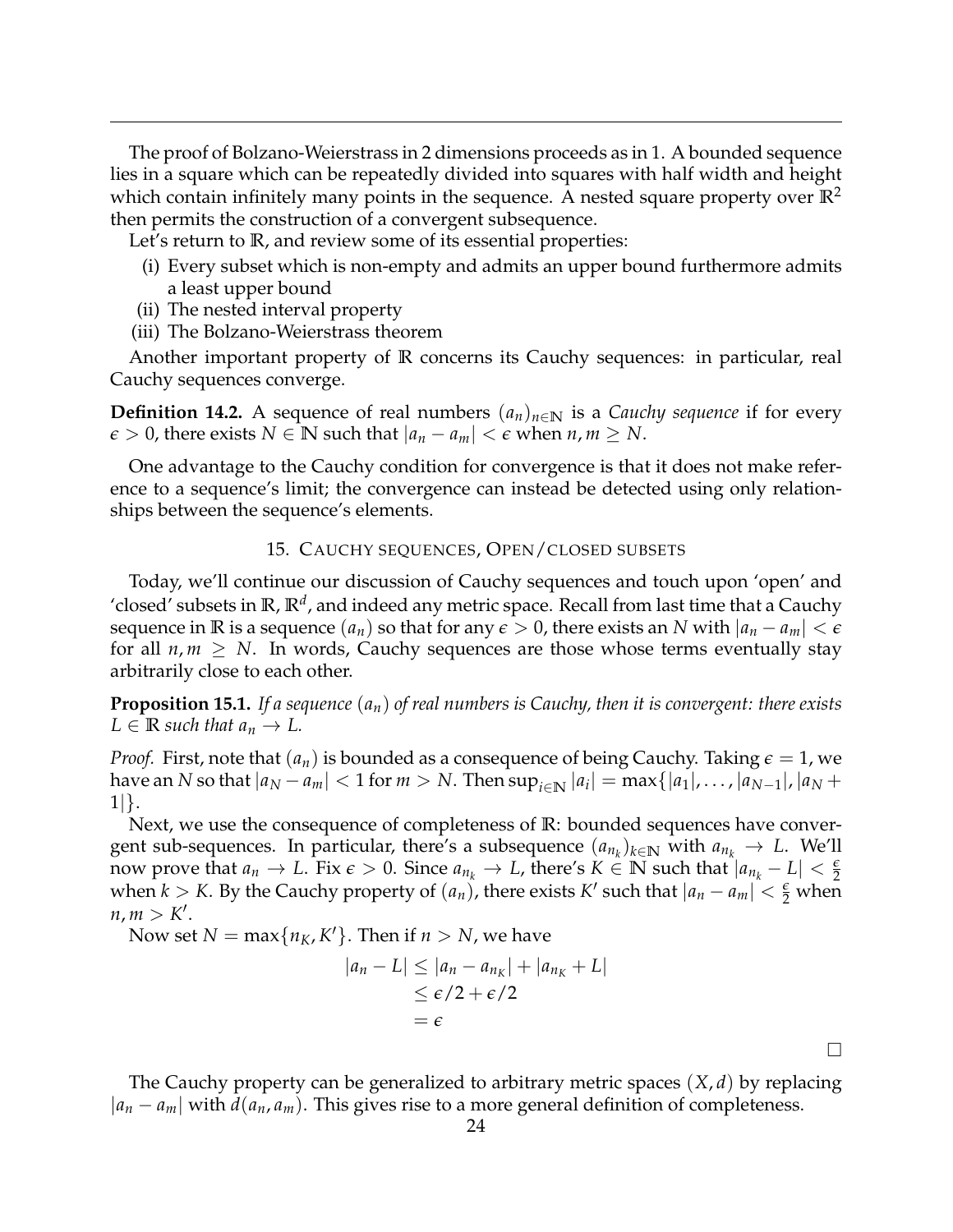The proof of Bolzano-Weierstrass in 2 dimensions proceeds as in 1. A bounded sequence lies in a square which can be repeatedly divided into squares with half width and height which contain infinitely many points in the sequence. A nested square property over $\mathbb{R}^2$ then permits the construction of a convergent subsequence.

Let's return to $\mathbb{R}$, and review some of its essential properties:

(i) Every subset which is non-empty and admits an upper bound furthermore admits a least upper bound
(ii) The nested interval property
(iii) The Bolzano-Weierstrass theorem

Another important property of $\mathbb{R}$ concerns its Cauchy sequences: in particular, real Cauchy sequences converge.

**Definition 14.2.** A sequence of real numbers $(a_n)_{n\in\mathbb{N}}$ is a *Cauchy sequence* if for every $\epsilon > 0$, there exists $N \in \mathbb{N}$ such that $|a_n - a_m| < \epsilon$ when $n, m \geq N$.

One advantage to the Cauchy condition for convergence is that it does not make reference to a sequence's limit; the convergence can instead be detected using only relationships between the sequence's elements.

## 15. Cauchy sequences, Open/closed subsets

Today, we'll continue our discussion of Cauchy sequences and touch upon 'open' and 'closed' subsets in $\mathbb{R}$, $\mathbb{R}^d$, and indeed any metric space. Recall from last time that a Cauchy sequence in $\mathbb{R}$ is a sequence $(a_n)$ so that for any $\epsilon > 0$, there exists an $N$ with $|a_n - a_m| < \epsilon$ for all $n, m \geq N$. In words, Cauchy sequences are those whose terms eventually stay arbitrarily close to each other.

**Proposition 15.1.** *If a sequence $(a_n)$ of real numbers is Cauchy, then it is convergent: there exists $L \in \mathbb{R}$ such that $a_n \to L$.*

*Proof.* First, note that $(a_n)$ is bounded as a consequence of being Cauchy. Taking $\epsilon = 1$, we have an $N$ so that $|a_N - a_m| < 1$ for $m > N$. Then $\sup_{i\in\mathbb{N}} |a_i| = \max\{|a_1|, \dots, |a_{N-1}|, |a_N + 1|\}$.

Next, we use the consequence of completeness of $\mathbb{R}$: bounded sequences have convergent sub-sequences. In particular, there's a subsequence $(a_{n_k})_{k\in\mathbb{N}}$ with $a_{n_k} \to L$. We'll now prove that $a_n \to L$. Fix $\epsilon > 0$. Since $a_{n_k} \to L$, there's $K \in \mathbb{N}$ such that $|a_{n_k} - L| < \frac{\epsilon}{2}$ when $k > K$. By the Cauchy property of $(a_n)$, there exists $K'$ such that $|a_n - a_m| < \frac{\epsilon}{2}$ when $n, m > K'$.

Now set $N = \max\{n_K, K'\}$. Then if $n > N$, we have

$$
\begin{aligned}
|a_n - L| &\leq |a_n - a_{n_K}| + |a_{n_K} + L| \\
&\leq \epsilon/2 + \epsilon/2 \\
&= \epsilon
\end{aligned}
$$

□

The Cauchy property can be generalized to arbitrary metric spaces $(X, d)$ by replacing $|a_n - a_m|$ with $d(a_n, a_m)$. This gives rise to a more general definition of completeness.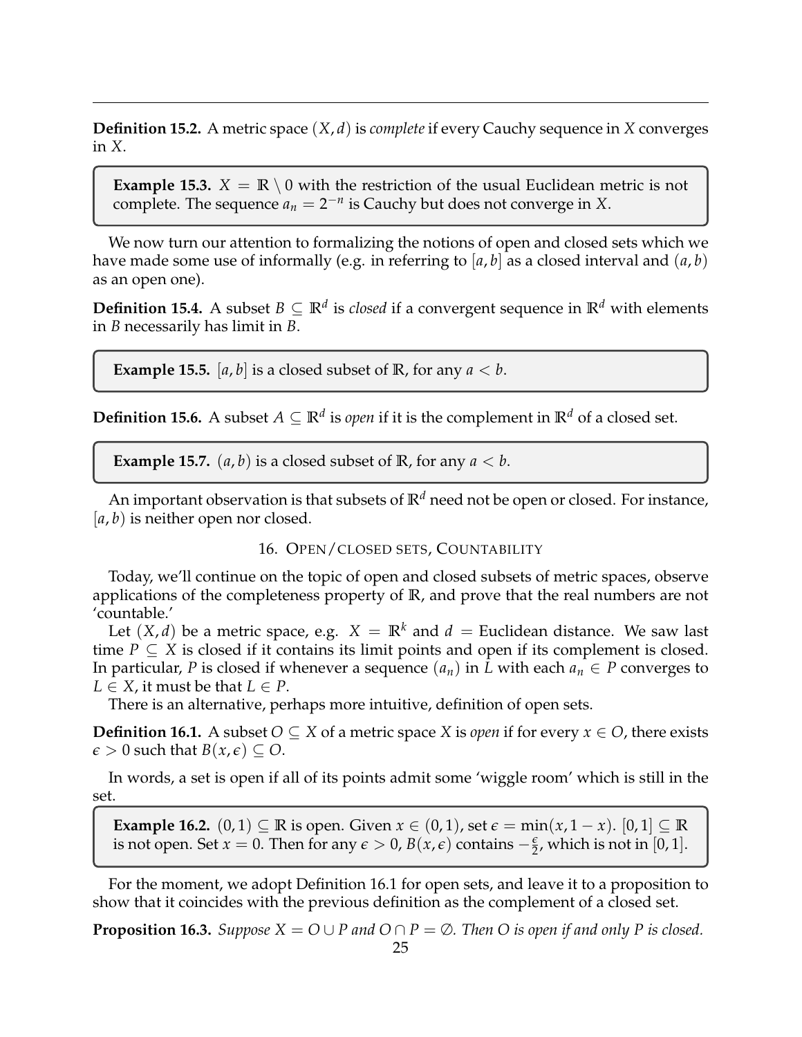**Definition 15.2.** A metric space $(X, d)$ is *complete* if every Cauchy sequence in $X$ converges in $X$.

> **Example 15.3.** $X = \mathbb{R} \setminus 0$ with the restriction of the usual Euclidean metric is not complete. The sequence $a_n = 2^{-n}$ is Cauchy but does not converge in $X$.

We now turn our attention to formalizing the notions of open and closed sets which we have made some use of informally (e.g. in referring to $[a, b]$ as a closed interval and $(a, b)$ as an open one).

**Definition 15.4.** A subset $B \subseteq \mathbb{R}^d$ is *closed* if a convergent sequence in $\mathbb{R}^d$ with elements in $B$ necessarily has limit in $B$.

> **Example 15.5.** $[a, b]$ is a closed subset of $\mathbb{R}$, for any $a < b$.

**Definition 15.6.** A subset $A \subseteq \mathbb{R}^d$ is *open* if it is the complement in $\mathbb{R}^d$ of a closed set.

> **Example 15.7.** $(a, b)$ is a closed subset of $\mathbb{R}$, for any $a < b$.

An important observation is that subsets of $\mathbb{R}^d$ need not be open or closed. For instance, $[a, b)$ is neither open nor closed.

## 16. Open/closed sets, Countability

Today, we'll continue on the topic of open and closed subsets of metric spaces, observe applications of the completeness property of $\mathbb{R}$, and prove that the real numbers are not 'countable.'

Let $(X, d)$ be a metric space, e.g. $X = \mathbb{R}^k$ and $d =$ Euclidean distance. We saw last time $P \subseteq X$ is closed if it contains its limit points and open if its complement is closed. In particular, $P$ is closed if whenever a sequence $(a_n)$ in $L$ with each $a_n \in P$ converges to $L \in X$, it must be that $L \in P$.

There is an alternative, perhaps more intuitive, definition of open sets.

**Definition 16.1.** A subset $O \subseteq X$ of a metric space $X$ is *open* if for every $x \in O$, there exists $\epsilon > 0$ such that $B(x, \epsilon) \subseteq O$.

In words, a set is open if all of its points admit some 'wiggle room' which is still in the set.

> **Example 16.2.** $(0, 1) \subseteq \mathbb{R}$ is open. Given $x \in (0, 1)$, set $\epsilon = \min(x, 1 - x)$. $[0, 1] \subseteq \mathbb{R}$ is not open. Set $x = 0$. Then for any $\epsilon > 0$, $B(x, \epsilon)$ contains $-\frac{\epsilon}{2}$, which is not in $[0, 1]$.

For the moment, we adopt Definition 16.1 for open sets, and leave it to a proposition to show that it coincides with the previous definition as the complement of a closed set.

**Proposition 16.3.** *Suppose $X = O \cup P$ and $O \cap P = \emptyset$. Then $O$ is open if and only $P$ is closed.*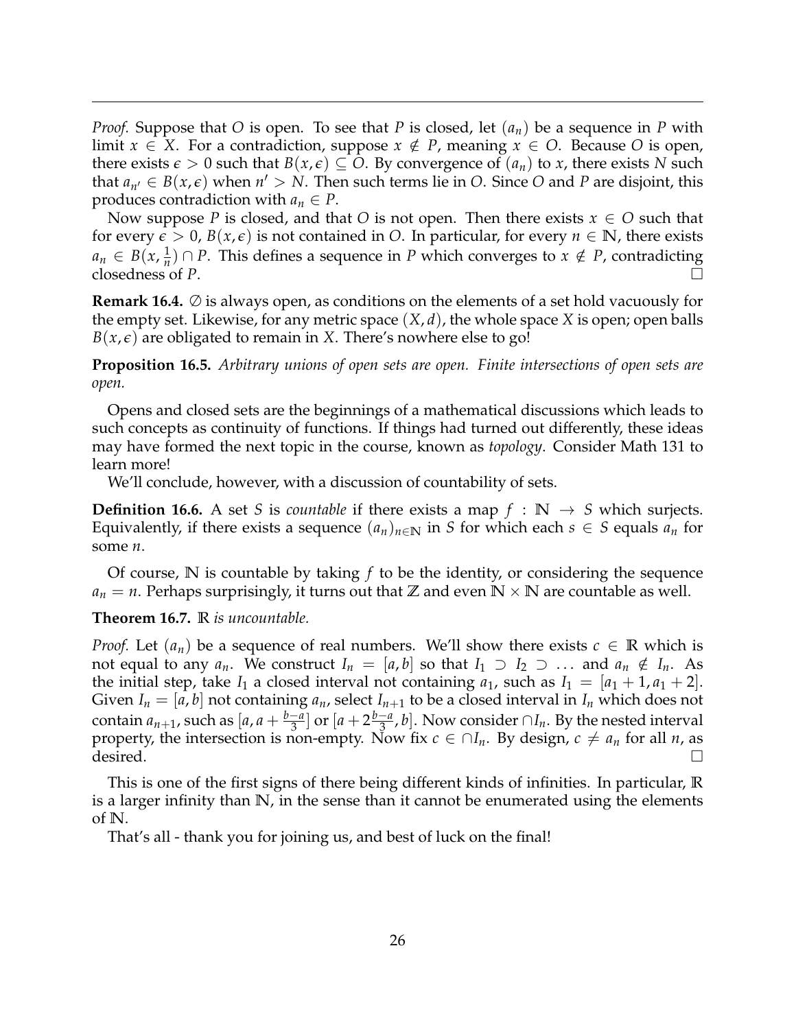*Proof.* Suppose that $O$ is open. To see that $P$ is closed, let $(a_n)$ be a sequence in $P$ with limit $x \in X$. For a contradiction, suppose $x \notin P$, meaning $x \in O$. Because $O$ is open, there exists $\epsilon > 0$ such that $B(x, \epsilon) \subseteq O$. By convergence of $(a_n)$ to $x$, there exists $N$ such that $a_{n'} \in B(x, \epsilon)$ when $n' > N$. Then such terms lie in $O$. Since $O$ and $P$ are disjoint, this produces contradiction with $a_n \in P$.

Now suppose $P$ is closed, and that $O$ is not open. Then there exists $x \in O$ such that for every $\epsilon > 0$, $B(x, \epsilon)$ is not contained in $O$. In particular, for every $n \in \mathbb{N}$, there exists $a_n \in B(x, \frac{1}{n}) \cap P$. This defines a sequence in $P$ which converges to $x \notin P$, contradicting closedness of $P$. $\square$

**Remark 16.4.** $\emptyset$ is always open, as conditions on the elements of a set hold vacuously for the empty set. Likewise, for any metric space $(X, d)$, the whole space $X$ is open; open balls $B(x, \epsilon)$ are obligated to remain in $X$. There's nowhere else to go!

**Proposition 16.5.** *Arbitrary unions of open sets are open. Finite intersections of open sets are open.*

Opens and closed sets are the beginnings of a mathematical discussions which leads to such concepts as continuity of functions. If things had turned out differently, these ideas may have formed the next topic in the course, known as *topology*. Consider Math 131 to learn more!

We'll conclude, however, with a discussion of countability of sets.

**Definition 16.6.** A set $S$ is *countable* if there exists a map $f : \mathbb{N} \to S$ which surjects. Equivalently, if there exists a sequence $(a_n)_{n \in \mathbb{N}}$ in $S$ for which each $s \in S$ equals $a_n$ for some $n$.

Of course, $\mathbb{N}$ is countable by taking $f$ to be the identity, or considering the sequence $a_n = n$. Perhaps surprisingly, it turns out that $\mathbb{Z}$ and even $\mathbb{N} \times \mathbb{N}$ are countable as well.

**Theorem 16.7.** *$\mathbb{R}$ is uncountable.*

*Proof.* Let $(a_n)$ be a sequence of real numbers. We'll show there exists $c \in \mathbb{R}$ which is not equal to any $a_n$. We construct $I_n = [a, b]$ so that $I_1 \supset I_2 \supset \ldots$ and $a_n \notin I_n$. As the initial step, take $I_1$ a closed interval not containing $a_1$, such as $I_1 = [a_1 + 1, a_1 + 2]$. Given $I_n = [a, b]$ not containing $a_n$, select $I_{n+1}$ to be a closed interval in $I_n$ which does not contain $a_{n+1}$, such as $[a, a + \frac{b-a}{3}]$ or $[a + 2\frac{b-a}{3}, b]$. Now consider $\cap I_n$. By the nested interval property, the intersection is non-empty. Now fix $c \in \cap I_n$. By design, $c \neq a_n$ for all $n$, as desired. $\square$

This is one of the first signs of there being different kinds of infinities. In particular, $\mathbb{R}$ is a larger infinity than $\mathbb{N}$, in the sense than it cannot be enumerated using the elements of $\mathbb{N}$.

That's all - thank you for joining us, and best of luck on the final!